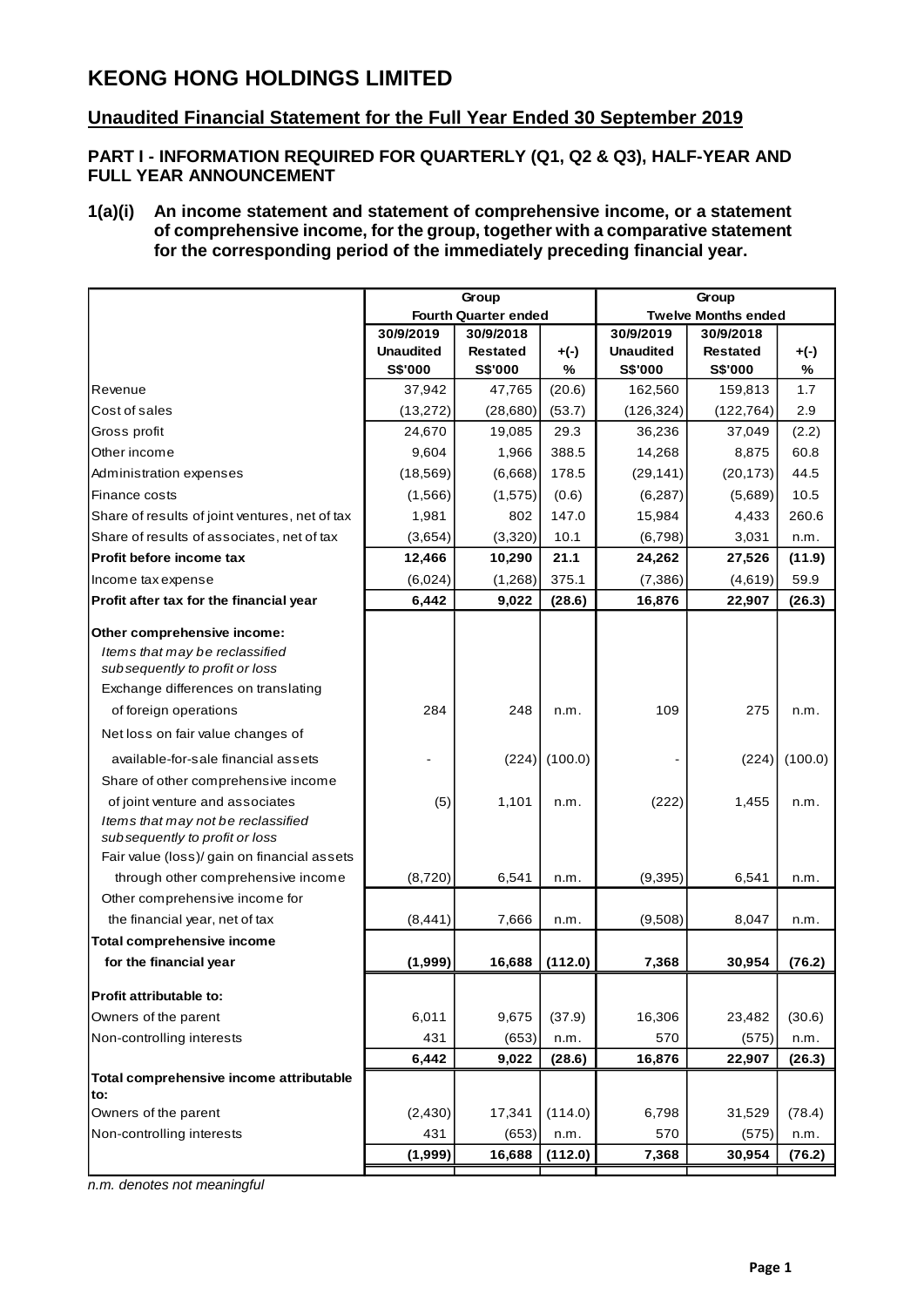# KEONG HONG HOLDINGS LIMITED

## Unaudited Financial Statement for the Full Year Ended 30 September 2019

### PART I - INFORMATION REQUIRED FOR QUARTERLY (Q1, Q2 & Q3), HALF-YEAR AND FULL YEAR ANNOUNCEMENT

**1(a)(i) An income statement and statement of comprehensive income, or a statement of comprehensive income, for the group, together with a comparative statement for the corresponding period of the immediately preceding financial year.**

| | Group | | | Group | | |
|---|---|---|---|---|---|---|
| | Fourth Quarter ended | | | Twelve Months ended | | |
| | 30/9/2019 Unaudited S$'000 | 30/9/2018 Restated S$'000 | +(-) % | 30/9/2019 Unaudited S$'000 | 30/9/2018 Restated S$'000 | +(-) % |
| Revenue | 37,942 | 47,765 | (20.6) | 162,560 | 159,813 | 1.7 |
| Cost of sales | (13,272) | (28,680) | (53.7) | (126,324) | (122,764) | 2.9 |
| Gross profit | 24,670 | 19,085 | 29.3 | 36,236 | 37,049 | (2.2) |
| Other income | 9,604 | 1,966 | 388.5 | 14,268 | 8,875 | 60.8 |
| Administration expenses | (18,569) | (6,668) | 178.5 | (29,141) | (20,173) | 44.5 |
| Finance costs | (1,566) | (1,575) | (0.6) | (6,287) | (5,689) | 10.5 |
| Share of results of joint ventures, net of tax | 1,981 | 802 | 147.0 | 15,984 | 4,433 | 260.6 |
| Share of results of associates, net of tax | (3,654) | (3,320) | 10.1 | (6,798) | 3,031 | n.m. |
| **Profit before income tax** | **12,466** | **10,290** | **21.1** | **24,262** | **27,526** | **(11.9)** |
| Income tax expense | (6,024) | (1,268) | 375.1 | (7,386) | (4,619) | 59.9 |
| **Profit after tax for the financial year** | **6,442** | **9,022** | **(28.6)** | **16,876** | **22,907** | **(26.3)** |
| **Other comprehensive income:** | | | | | | |
| *Items that may be reclassified subsequently to profit or loss* | | | | | | |
| Exchange differences on translating of foreign operations | 284 | 248 | n.m. | 109 | 275 | n.m. |
| Net loss on fair value changes of available-for-sale financial assets | - | (224) | (100.0) | - | (224) | (100.0) |
| Share of other comprehensive income of joint venture and associates | (5) | 1,101 | n.m. | (222) | 1,455 | n.m. |
| *Items that may not be reclassified subsequently to profit or loss* | | | | | | |
| Fair value (loss)/ gain on financial assets through other comprehensive income | (8,720) | 6,541 | n.m. | (9,395) | 6,541 | n.m. |
| Other comprehensive income for the financial year, net of tax | (8,441) | 7,666 | n.m. | (9,508) | 8,047 | n.m. |
| **Total comprehensive income for the financial year** | **(1,999)** | **16,688** | **(112.0)** | **7,368** | **30,954** | **(76.2)** |
| **Profit attributable to:** | | | | | | |
| Owners of the parent | 6,011 | 9,675 | (37.9) | 16,306 | 23,482 | (30.6) |
| Non-controlling interests | 431 | (653) | n.m. | 570 | (575) | n.m. |
| | **6,442** | **9,022** | **(28.6)** | **16,876** | **22,907** | **(26.3)** |
| **Total comprehensive income attributable to:** | | | | | | |
| Owners of the parent | (2,430) | 17,341 | (114.0) | 6,798 | 31,529 | (78.4) |
| Non-controlling interests | 431 | (653) | n.m. | 570 | (575) | n.m. |
| | **(1,999)** | **16,688** | **(112.0)** | **7,368** | **30,954** | **(76.2)** |

*n.m. denotes not meaningful*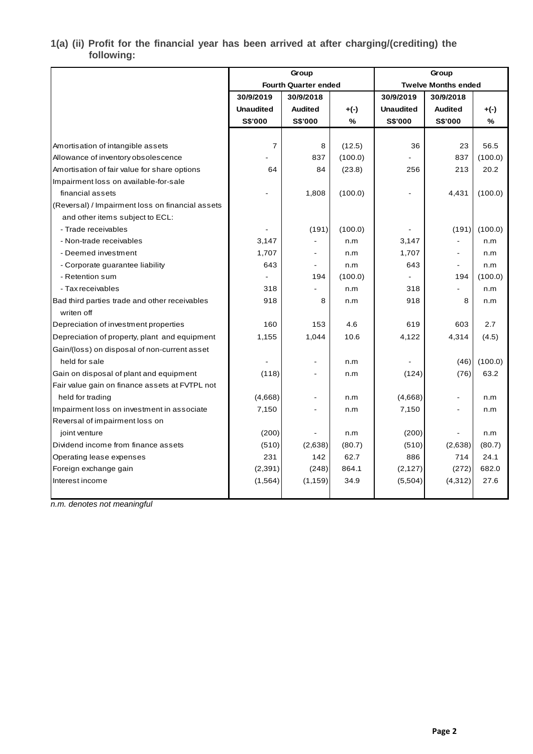**1(a) (ii) Profit for the financial year has been arrived at after charging/(crediting) the following:**

| | Group | | | Group | | |
|---|---|---|---|---|---|---|
| | Fourth Quarter ended | | | Twelve Months ended | | |
| | 30/9/2019 | 30/9/2018 | | 30/9/2019 | 30/9/2018 | |
| | Unaudited | Audited | +(-) | Unaudited | Audited | +(-) |
| | S$'000 | S$'000 | % | S$'000 | S$'000 | % |
| Amortisation of intangible assets | 7 | 8 | (12.5) | 36 | 23 | 56.5 |
| Allowance of inventory obsolescence | - | 837 | (100.0) | - | 837 | (100.0) |
| Amortisation of fair value for share options | 64 | 84 | (23.8) | 256 | 213 | 20.2 |
| Impairment loss on available-for-sale financial assets | - | 1,808 | (100.0) | - | 4,431 | (100.0) |
| (Reversal) / Impairment loss on financial assets and other items subject to ECL: | | | | | | |
| - Trade receivables | - | (191) | (100.0) | - | (191) | (100.0) |
| - Non-trade receivables | 3,147 | - | n.m | 3,147 | - | n.m |
| - Deemed investment | 1,707 | - | n.m | 1,707 | - | n.m |
| - Corporate guarantee liability | 643 | - | n.m | 643 | - | n.m |
| - Retention sum | - | 194 | (100.0) | - | 194 | (100.0) |
| - Tax receivables | 318 | - | n.m | 318 | - | n.m |
| Bad third parties trade and other receivables writen off | 918 | 8 | n.m | 918 | 8 | n.m |
| Depreciation of investment properties | 160 | 153 | 4.6 | 619 | 603 | 2.7 |
| Depreciation of property, plant and equipment | 1,155 | 1,044 | 10.6 | 4,122 | 4,314 | (4.5) |
| Gain/(loss) on disposal of non-current asset held for sale | - | - | n.m | - | (46) | (100.0) |
| Gain on disposal of plant and equipment | (118) | - | n.m | (124) | (76) | 63.2 |
| Fair value gain on finance assets at FVTPL not held for trading | (4,668) | - | n.m | (4,668) | - | n.m |
| Impairment loss on investment in associate | 7,150 | - | n.m | 7,150 | - | n.m |
| Reversal of impairment loss on joint venture | (200) | - | n.m | (200) | - | n.m |
| Dividend income from finance assets | (510) | (2,638) | (80.7) | (510) | (2,638) | (80.7) |
| Operating lease expenses | 231 | 142 | 62.7 | 886 | 714 | 24.1 |
| Foreign exchange gain | (2,391) | (248) | 864.1 | (2,127) | (272) | 682.0 |
| Interest income | (1,564) | (1,159) | 34.9 | (5,504) | (4,312) | 27.6 |

*n.m. denotes not meaningful*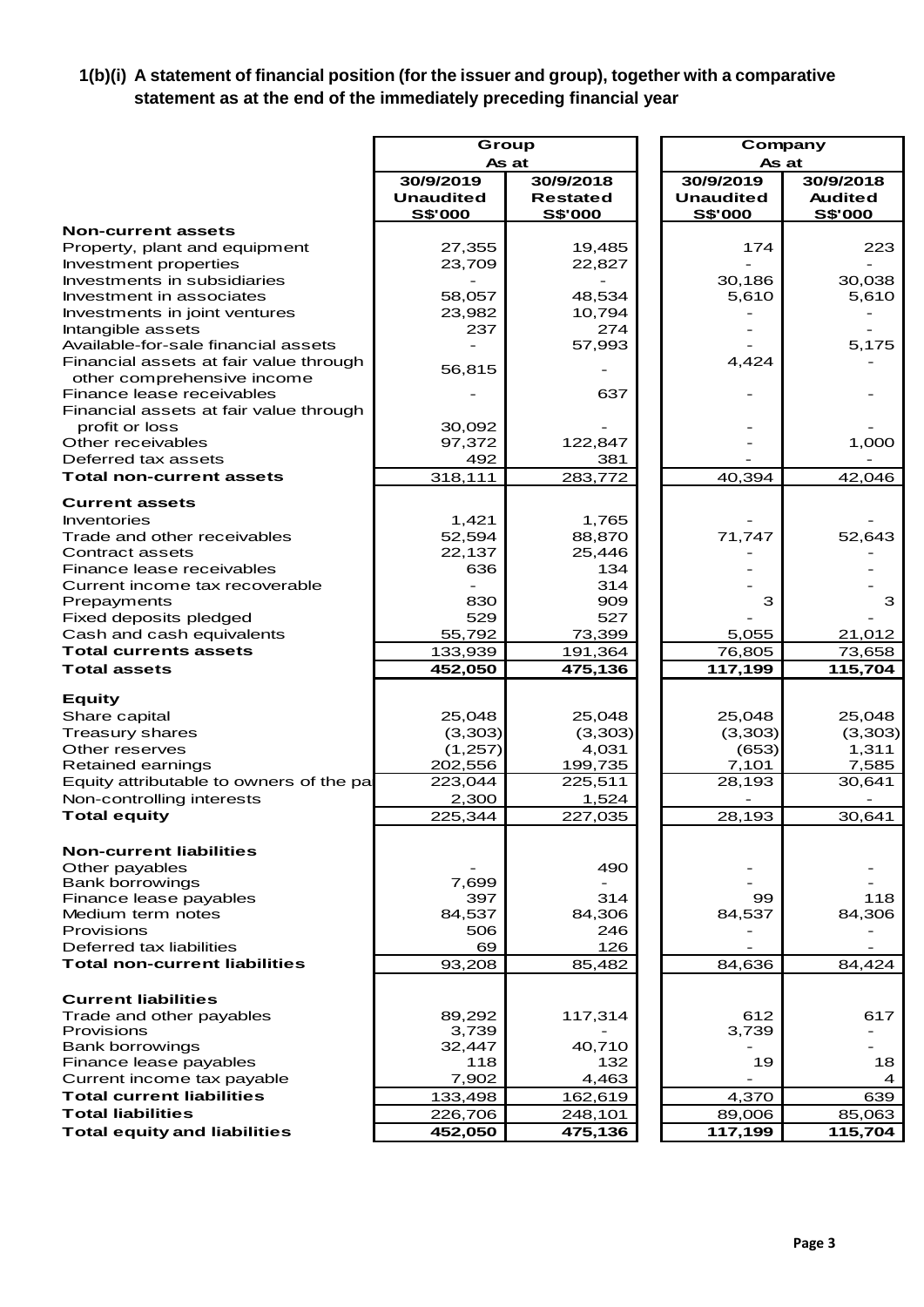**1(b)(i) A statement of financial position (for the issuer and group), together with a comparative statement as at the end of the immediately preceding financial year**

| | Group | | Company | |
|---|---|---|---|---|
| | As at | | As at | |
| | 30/9/2019 Unaudited S$'000 | 30/9/2018 Restated S$'000 | 30/9/2019 Unaudited S$'000 | 30/9/2018 Audited S$'000 |
| **Non-current assets** | | | | |
| Property, plant and equipment | 27,355 | 19,485 | 174 | 223 |
| Investment properties | 23,709 | 22,827 | - | - |
| Investments in subsidiaries | - | - | 30,186 | 30,038 |
| Investment in associates | 58,057 | 48,534 | 5,610 | 5,610 |
| Investments in joint ventures | 23,982 | 10,794 | - | - |
| Intangible assets | 237 | 274 | - | - |
| Available-for-sale financial assets | - | 57,993 | - | 5,175 |
| Financial assets at fair value through other comprehensive income | 56,815 | - | 4,424 | - |
| Finance lease receivables | - | 637 | - | - |
| Financial assets at fair value through profit or loss | 30,092 | - | - | - |
| Other receivables | 97,372 | 122,847 | - | 1,000 |
| Deferred tax assets | 492 | 381 | - | - |
| **Total non-current assets** | 318,111 | 283,772 | 40,394 | 42,046 |
| **Current assets** | | | | |
| Inventories | 1,421 | 1,765 | - | - |
| Trade and other receivables | 52,594 | 88,870 | 71,747 | 52,643 |
| Contract assets | 22,137 | 25,446 | - | - |
| Finance lease receivables | 636 | 134 | - | - |
| Current income tax recoverable | - | 314 | - | - |
| Prepayments | 830 | 909 | 3 | 3 |
| Fixed deposits pledged | 529 | 527 | - | - |
| Cash and cash equivalents | 55,792 | 73,399 | 5,055 | 21,012 |
| **Total currents assets** | 133,939 | 191,364 | 76,805 | 73,658 |
| **Total assets** | **452,050** | **475,136** | **117,199** | **115,704** |
| **Equity** | | | | |
| Share capital | 25,048 | 25,048 | 25,048 | 25,048 |
| Treasury shares | (3,303) | (3,303) | (3,303) | (3,303) |
| Other reserves | (1,257) | 4,031 | (653) | 1,311 |
| Retained earnings | 202,556 | 199,735 | 7,101 | 7,585 |
| Equity attributable to owners of the pa | 223,044 | 225,511 | 28,193 | 30,641 |
| Non-controlling interests | 2,300 | 1,524 | - | - |
| **Total equity** | 225,344 | 227,035 | 28,193 | 30,641 |
| **Non-current liabilities** | | | | |
| Other payables | - | 490 | - | - |
| Bank borrowings | 7,699 | - | - | - |
| Finance lease payables | 397 | 314 | 99 | 118 |
| Medium term notes | 84,537 | 84,306 | 84,537 | 84,306 |
| Provisions | 506 | 246 | - | - |
| Deferred tax liabilities | 69 | 126 | - | - |
| **Total non-current liabilities** | 93,208 | 85,482 | 84,636 | 84,424 |
| **Current liabilities** | | | | |
| Trade and other payables | 89,292 | 117,314 | 612 | 617 |
| Provisions | 3,739 | - | 3,739 | - |
| Bank borrowings | 32,447 | 40,710 | - | - |
| Finance lease payables | 118 | 132 | 19 | 18 |
| Current income tax payable | 7,902 | 4,463 | - | 4 |
| **Total current liabilities** | 133,498 | 162,619 | 4,370 | 639 |
| **Total liabilities** | 226,706 | 248,101 | 89,006 | 85,063 |
| **Total equity and liabilities** | **452,050** | **475,136** | **117,199** | **115,704** |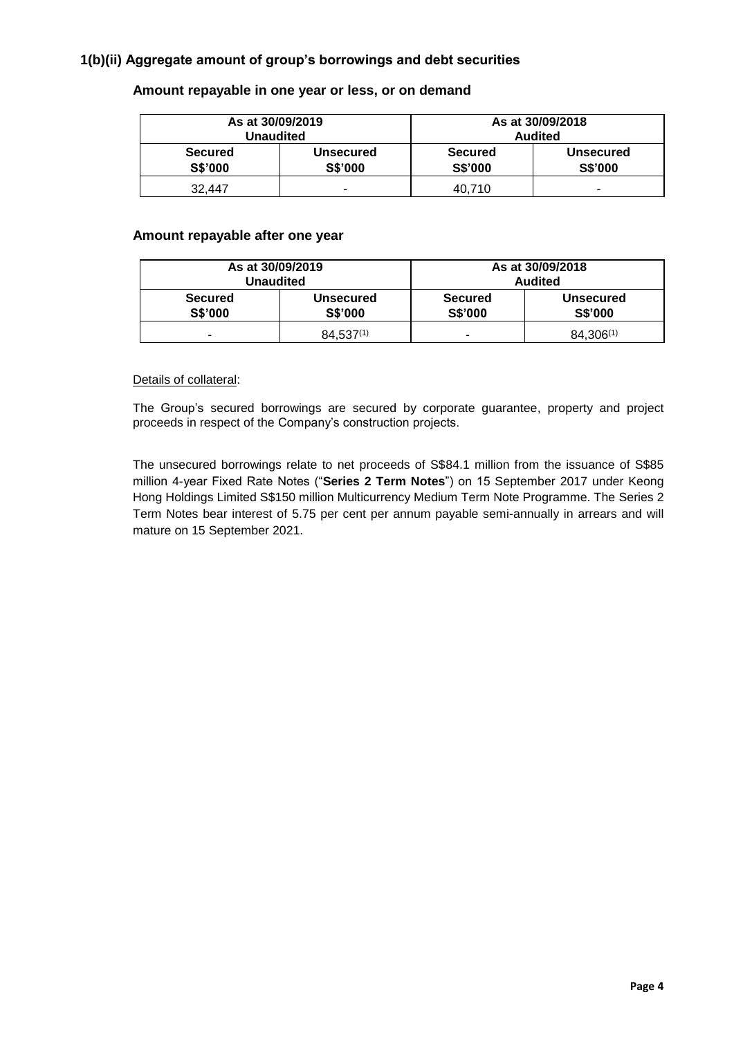## 1(b)(ii) Aggregate amount of group's borrowings and debt securities

### Amount repayable in one year or less, or on demand

| As at 30/09/2019 Unaudited | | As at 30/09/2018 Audited | |
|---|---|---|---|
| **Secured S$'000** | **Unsecured S$'000** | **Secured S$'000** | **Unsecured S$'000** |
| 32,447 | - | 40,710 | - |

### Amount repayable after one year

| As at 30/09/2019 Unaudited | | As at 30/09/2018 Audited | |
|---|---|---|---|
| **Secured S$'000** | **Unsecured S$'000** | **Secured S$'000** | **Unsecured S$'000** |
| - | 84,537(1) | - | 84,306(1) |

Details of collateral:

The Group's secured borrowings are secured by corporate guarantee, property and project proceeds in respect of the Company's construction projects.

The unsecured borrowings relate to net proceeds of S$84.1 million from the issuance of S$85 million 4-year Fixed Rate Notes ("**Series 2 Term Notes**") on 15 September 2017 under Keong Hong Holdings Limited S$150 million Multicurrency Medium Term Note Programme. The Series 2 Term Notes bear interest of 5.75 per cent per annum payable semi-annually in arrears and will mature on 15 September 2021.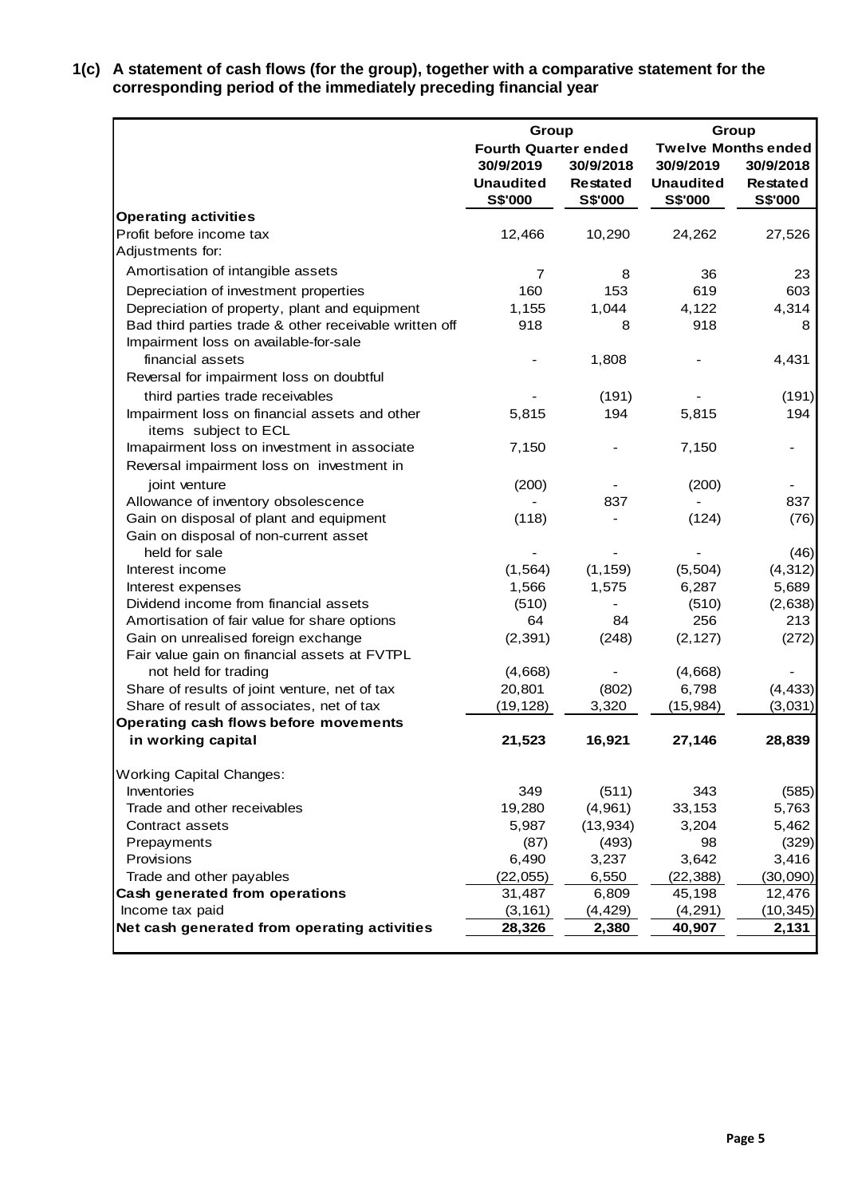### 1(c) A statement of cash flows (for the group), together with a comparative statement for the corresponding period of the immediately preceding financial year

| | Group | | Group | |
|---|---|---|---|---|
| | Fourth Quarter ended | | Twelve Months ended | |
| | 30/9/2019 | 30/9/2018 | 30/9/2019 | 30/9/2018 |
| | Unaudited | Restated | Unaudited | Restated |
| | S$'000 | S$'000 | S$'000 | S$'000 |
| **Operating activities** | | | | |
| Profit before income tax | 12,466 | 10,290 | 24,262 | 27,526 |
| Adjustments for: | | | | |
| Amortisation of intangible assets | 7 | 8 | 36 | 23 |
| Depreciation of investment properties | 160 | 153 | 619 | 603 |
| Depreciation of property, plant and equipment | 1,155 | 1,044 | 4,122 | 4,314 |
| Bad third parties trade & other receivable written off | 918 | 8 | 918 | 8 |
| Impairment loss on available-for-sale financial assets | - | 1,808 | - | 4,431 |
| Reversal for impairment loss on doubtful third parties trade receivables | - | (191) | - | (191) |
| Impairment loss on financial assets and other items subject to ECL | 5,815 | 194 | 5,815 | 194 |
| Imapairment loss on investment in associate | 7,150 | - | 7,150 | - |
| Reversal impairment loss on investment in joint venture | (200) | - | (200) | - |
| Allowance of inventory obsolescence | - | 837 | - | 837 |
| Gain on disposal of plant and equipment | (118) | - | (124) | (76) |
| Gain on disposal of non-current asset held for sale | - | - | - | (46) |
| Interest income | (1,564) | (1,159) | (5,504) | (4,312) |
| Interest expenses | 1,566 | 1,575 | 6,287 | 5,689 |
| Dividend income from financial assets | (510) | - | (510) | (2,638) |
| Amortisation of fair value for share options | 64 | 84 | 256 | 213 |
| Gain on unrealised foreign exchange | (2,391) | (248) | (2,127) | (272) |
| Fair value gain on financial assets at FVTPL not held for trading | (4,668) | - | (4,668) | - |
| Share of results of joint venture, net of tax | 20,801 | (802) | 6,798 | (4,433) |
| Share of result of associates, net of tax | (19,128) | 3,320 | (15,984) | (3,031) |
| **Operating cash flows before movements in working capital** | **21,523** | **16,921** | **27,146** | **28,839** |
| Working Capital Changes: | | | | |
| Inventories | 349 | (511) | 343 | (585) |
| Trade and other receivables | 19,280 | (4,961) | 33,153 | 5,763 |
| Contract assets | 5,987 | (13,934) | 3,204 | 5,462 |
| Prepayments | (87) | (493) | 98 | (329) |
| Provisions | 6,490 | 3,237 | 3,642 | 3,416 |
| Trade and other payables | (22,055) | 6,550 | (22,388) | (30,090) |
| **Cash generated from operations** | 31,487 | 6,809 | 45,198 | 12,476 |
| Income tax paid | (3,161) | (4,429) | (4,291) | (10,345) |
| **Net cash generated from operating activities** | **28,326** | **2,380** | **40,907** | **2,131** |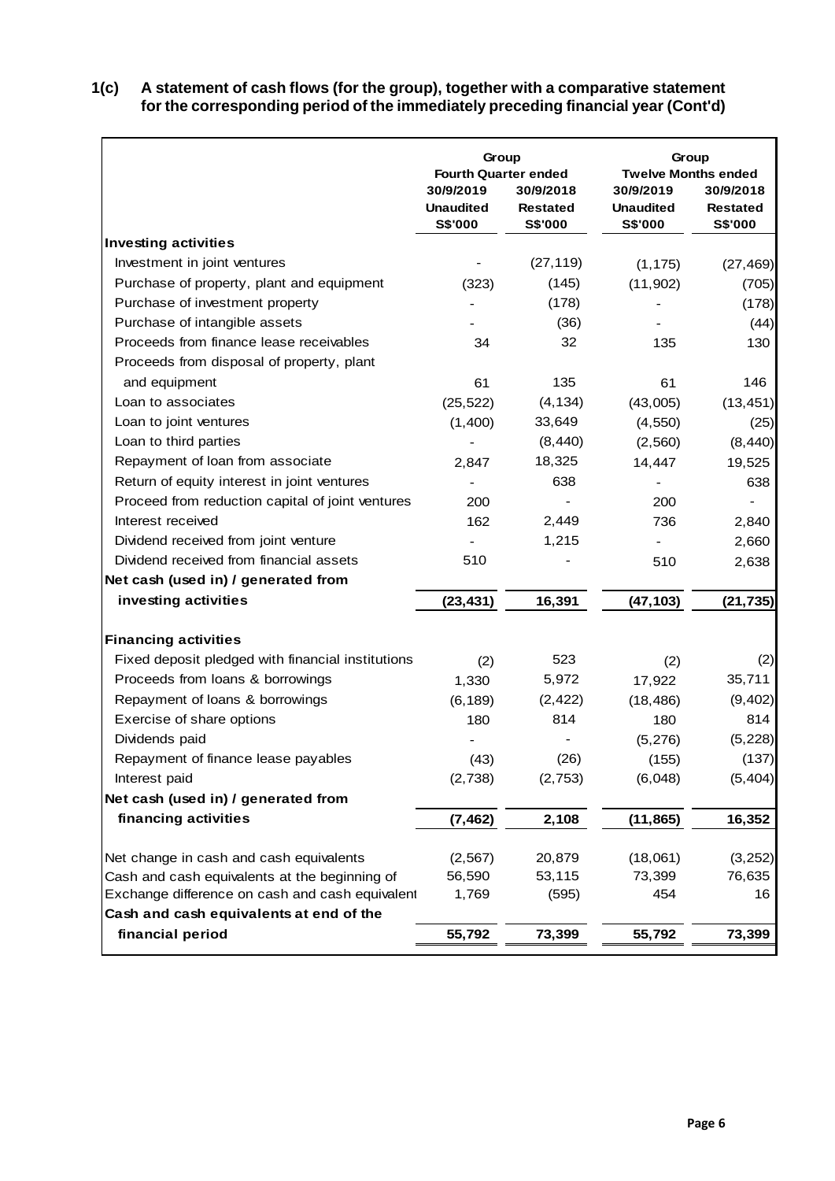**1(c) A statement of cash flows (for the group), together with a comparative statement for the corresponding period of the immediately preceding financial year (Cont'd)**

| | Group | | Group | |
|---|---|---|---|---|
| | Fourth Quarter ended | | Twelve Months ended | |
| | 30/9/2019 | 30/9/2018 | 30/9/2019 | 30/9/2018 |
| | Unaudited | Restated | Unaudited | Restated |
| | S$'000 | S$'000 | S$'000 | S$'000 |
| **Investing activities** | | | | |
| Investment in joint ventures | - | (27,119) | (1,175) | (27,469) |
| Purchase of property, plant and equipment | (323) | (145) | (11,902) | (705) |
| Purchase of investment property | - | (178) | - | (178) |
| Purchase of intangible assets | - | (36) | - | (44) |
| Proceeds from finance lease receivables | 34 | 32 | 135 | 130 |
| Proceeds from disposal of property, plant and equipment | 61 | 135 | 61 | 146 |
| Loan to associates | (25,522) | (4,134) | (43,005) | (13,451) |
| Loan to joint ventures | (1,400) | 33,649 | (4,550) | (25) |
| Loan to third parties | - | (8,440) | (2,560) | (8,440) |
| Repayment of loan from associate | 2,847 | 18,325 | 14,447 | 19,525 |
| Return of equity interest in joint ventures | - | 638 | - | 638 |
| Proceed from reduction capital of joint ventures | 200 | - | 200 | - |
| Interest received | 162 | 2,449 | 736 | 2,840 |
| Dividend received from joint venture | - | 1,215 | - | 2,660 |
| Dividend received from financial assets | 510 | - | 510 | 2,638 |
| **Net cash (used in) / generated from investing activities** | **(23,431)** | **16,391** | **(47,103)** | **(21,735)** |
| **Financing activities** | | | | |
| Fixed deposit pledged with financial institutions | (2) | 523 | (2) | (2) |
| Proceeds from loans & borrowings | 1,330 | 5,972 | 17,922 | 35,711 |
| Repayment of loans & borrowings | (6,189) | (2,422) | (18,486) | (9,402) |
| Exercise of share options | 180 | 814 | 180 | 814 |
| Dividends paid | - | - | (5,276) | (5,228) |
| Repayment of finance lease payables | (43) | (26) | (155) | (137) |
| Interest paid | (2,738) | (2,753) | (6,048) | (5,404) |
| **Net cash (used in) / generated from financing activities** | **(7,462)** | **2,108** | **(11,865)** | **16,352** |
| Net change in cash and cash equivalents | (2,567) | 20,879 | (18,061) | (3,252) |
| Cash and cash equivalents at the beginning of | 56,590 | 53,115 | 73,399 | 76,635 |
| Exchange difference on cash and cash equivalent | 1,769 | (595) | 454 | 16 |
| **Cash and cash equivalents at end of the financial period** | **55,792** | **73,399** | **55,792** | **73,399** |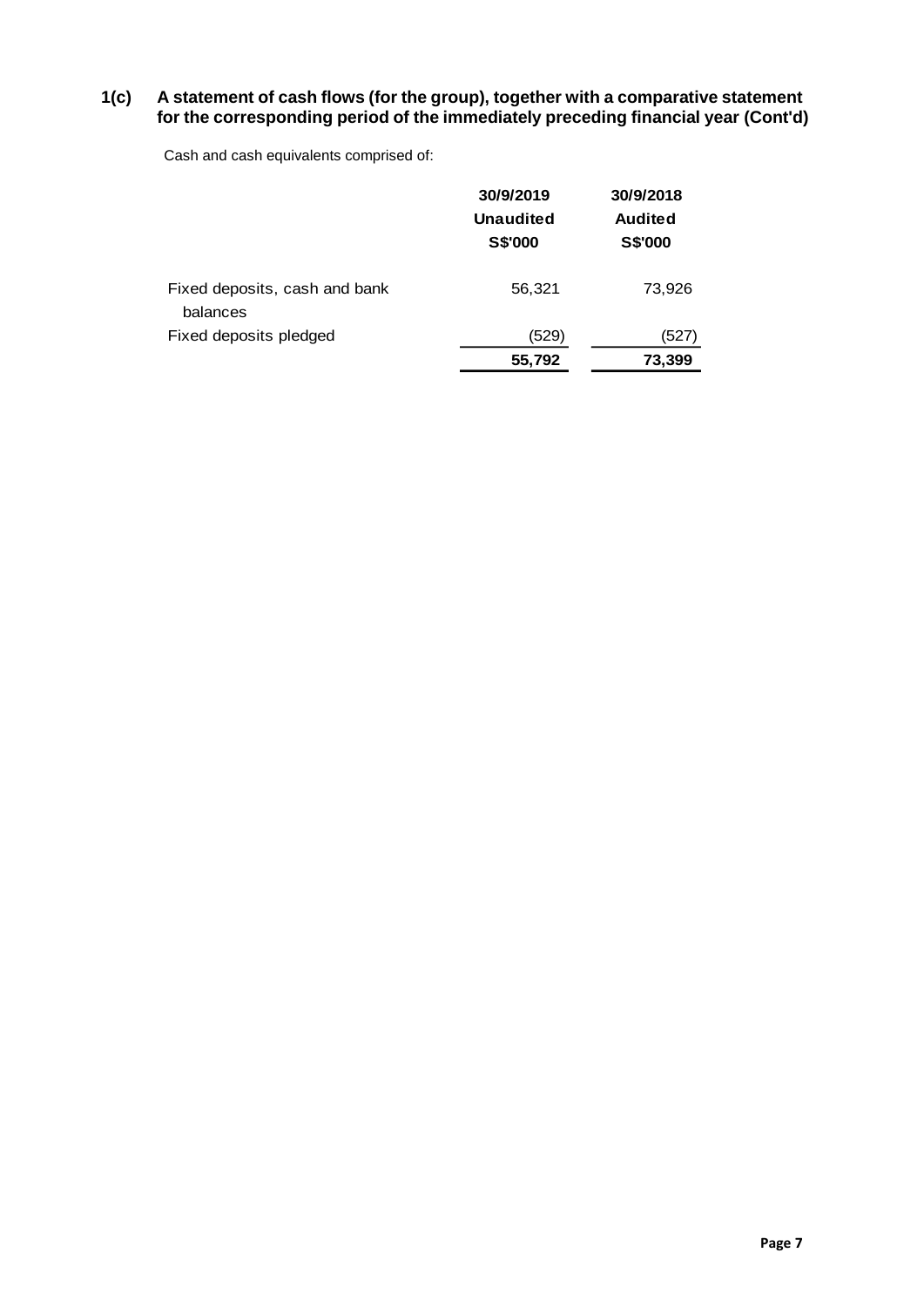## 1(c) A statement of cash flows (for the group), together with a comparative statement for the corresponding period of the immediately preceding financial year (Cont'd)

Cash and cash equivalents comprised of:

| | 30/9/2019 | 30/9/2018 |
|---|---|---|
| | **Unaudited** | **Audited** |
| | **S$'000** | **S$'000** |
| Fixed deposits, cash and bank balances | 56,321 | 73,926 |
| Fixed deposits pledged | (529) | (527) |
| | **55,792** | **73,399** |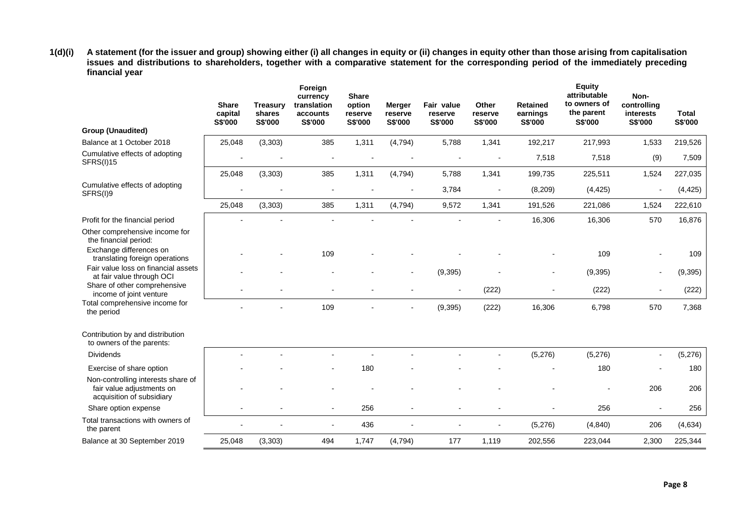**1(d)(i) A statement (for the issuer and group) showing either (i) all changes in equity or (ii) changes in equity other than those arising from capitalisation issues and distributions to shareholders, together with a comparative statement for the corresponding period of the immediately preceding financial year**

| | Share capital S$'000 | Treasury shares S$'000 | Foreign currency translation accounts S$'000 | Share option reserve S$'000 | Merger reserve S$'000 | Fair value reserve S$'000 | Other reserve S$'000 | Retained earnings S$'000 | Equity attributable to owners of the parent S$'000 | Non-controlling interests S$'000 | Total S$'000 |
|---|---|---|---|---|---|---|---|---|---|---|---|
| **Group (Unaudited)** | | | | | | | | | | | |
| Balance at 1 October 2018 | 25,048 | (3,303) | 385 | 1,311 | (4,794) | 5,788 | 1,341 | 192,217 | 217,993 | 1,533 | 219,526 |
| Cumulative effects of adopting SFRS(I)15 | - | - | - | - | - | - | - | 7,518 | 7,518 | (9) | 7,509 |
| | 25,048 | (3,303) | 385 | 1,311 | (4,794) | 5,788 | 1,341 | 199,735 | 225,511 | 1,524 | 227,035 |
| Cumulative effects of adopting SFRS(I)9 | - | - | - | - | - | 3,784 | - | (8,209) | (4,425) | - | (4,425) |
| | 25,048 | (3,303) | 385 | 1,311 | (4,794) | 9,572 | 1,341 | 191,526 | 221,086 | 1,524 | 222,610 |
| Profit for the financial period | - | - | - | - | - | - | - | 16,306 | 16,306 | 570 | 16,876 |
| Other comprehensive income for the financial period: | | | | | | | | | | | |
| Exchange differences on translating foreign operations | - | - | 109 | - | - | - | - | - | 109 | - | 109 |
| Fair value loss on financial assets at fair value through OCI | - | - | - | - | - | (9,395) | - | - | (9,395) | - | (9,395) |
| Share of other comprehensive income of joint venture | - | - | - | - | - | - | (222) | - | (222) | - | (222) |
| Total comprehensive income for the period | - | - | 109 | - | - | (9,395) | (222) | 16,306 | 6,798 | 570 | 7,368 |
| Contribution by and distribution to owners of the parents: | | | | | | | | | | | |
| Dividends | - | - | - | - | - | - | - | (5,276) | (5,276) | - | (5,276) |
| Exercise of share option | - | - | - | 180 | - | - | - | - | 180 | - | 180 |
| Non-controlling interests share of fair value adjustments on acquisition of subsidiary | - | - | - | - | - | - | - | - | - | 206 | 206 |
| Share option expense | - | - | - | 256 | - | - | - | - | 256 | - | 256 |
| Total transactions with owners of the parent | - | - | - | 436 | - | - | - | (5,276) | (4,840) | 206 | (4,634) |
| Balance at 30 September 2019 | 25,048 | (3,303) | 494 | 1,747 | (4,794) | 177 | 1,119 | 202,556 | 223,044 | 2,300 | 225,344 |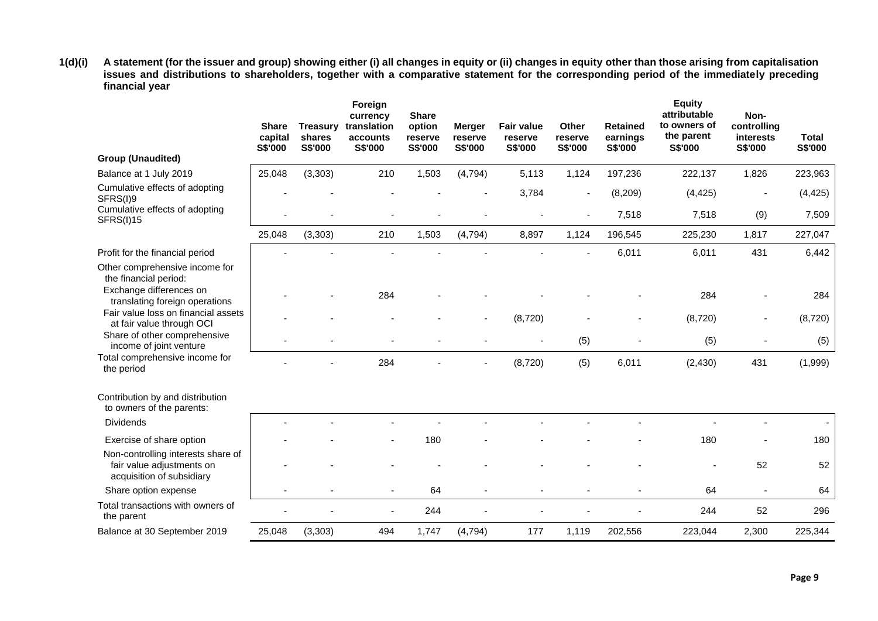**1(d)(i) A statement (for the issuer and group) showing either (i) all changes in equity or (ii) changes in equity other than those arising from capitalisation issues and distributions to shareholders, together with a comparative statement for the corresponding period of the immediately preceding financial year**

| Group (Unaudited) | Share capital S$'000 | Treasury shares S$'000 | Foreign currency translation accounts S$'000 | Share option reserve S$'000 | Merger reserve S$'000 | Fair value reserve S$'000 | Other reserve S$'000 | Retained earnings S$'000 | Equity attributable to owners of the parent S$'000 | Non-controlling interests S$'000 | Total S$'000 |
|---|---|---|---|---|---|---|---|---|---|---|---|
| Balance at 1 July 2019 | 25,048 | (3,303) | 210 | 1,503 | (4,794) | 5,113 | 1,124 | 197,236 | 222,137 | 1,826 | 223,963 |
| Cumulative effects of adopting SFRS(I)9 | - | - | - | - | - | 3,784 | - | (8,209) | (4,425) | - | (4,425) |
| Cumulative effects of adopting SFRS(I)15 | - | - | - | - | - | - | - | 7,518 | 7,518 | (9) | 7,509 |
| | 25,048 | (3,303) | 210 | 1,503 | (4,794) | 8,897 | 1,124 | 196,545 | 225,230 | 1,817 | 227,047 |
| Profit for the financial period | - | - | - | - | - | - | - | 6,011 | 6,011 | 431 | 6,442 |
| Other comprehensive income for the financial period: | | | | | | | | | | | |
| Exchange differences on translating foreign operations | - | - | 284 | - | - | - | - | - | 284 | - | 284 |
| Fair value loss on financial assets at fair value through OCI | - | - | - | - | - | (8,720) | - | - | (8,720) | - | (8,720) |
| Share of other comprehensive income of joint venture | - | - | - | - | - | - | (5) | - | (5) | - | (5) |
| Total comprehensive income for the period | - | - | 284 | - | - | (8,720) | (5) | 6,011 | (2,430) | 431 | (1,999) |
| Contribution by and distribution to owners of the parents: | | | | | | | | | | | |
| Dividends | - | - | - | - | - | - | - | - | - | - | - |
| Exercise of share option | - | - | - | 180 | - | - | - | - | 180 | - | 180 |
| Non-controlling interests share of fair value adjustments on acquisition of subsidiary | - | - | - | - | - | - | - | - | - | 52 | 52 |
| Share option expense | - | - | - | 64 | - | - | - | - | 64 | - | 64 |
| Total transactions with owners of the parent | - | - | - | 244 | - | - | - | - | 244 | 52 | 296 |
| Balance at 30 September 2019 | 25,048 | (3,303) | 494 | 1,747 | (4,794) | 177 | 1,119 | 202,556 | 223,044 | 2,300 | 225,344 |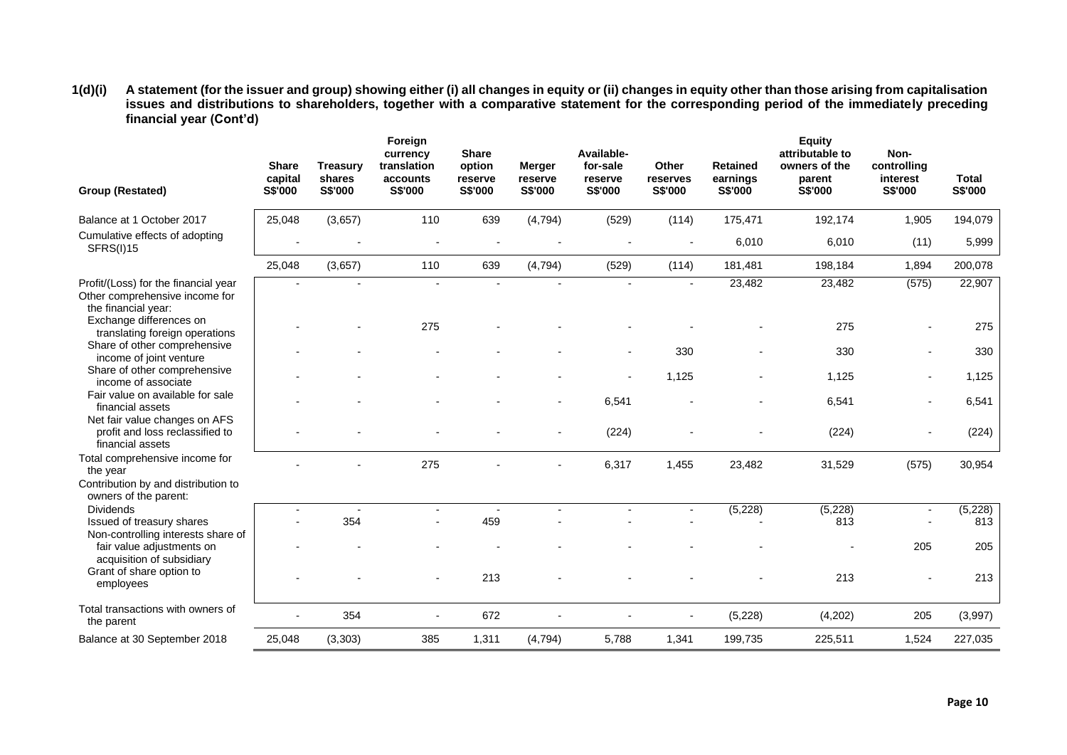**1(d)(i) A statement (for the issuer and group) showing either (i) all changes in equity or (ii) changes in equity other than those arising from capitalisation issues and distributions to shareholders, together with a comparative statement for the corresponding period of the immediately preceding financial year (Cont'd)**

| Group (Restated) | Share capital S$'000 | Treasury shares S$'000 | Foreign currency translation accounts S$'000 | Share option reserve S$'000 | Merger reserve S$'000 | Available-for-sale reserve S$'000 | Other reserves S$'000 | Retained earnings S$'000 | Equity attributable to owners of the parent S$'000 | Non-controlling interest S$'000 | Total S$'000 |
|---|---|---|---|---|---|---|---|---|---|---|---|
| Balance at 1 October 2017 | 25,048 | (3,657) | 110 | 639 | (4,794) | (529) | (114) | 175,471 | 192,174 | 1,905 | 194,079 |
| Cumulative effects of adopting SFRS(I)15 | - | - | - | - | - | - | - | 6,010 | 6,010 | (11) | 5,999 |
| | 25,048 | (3,657) | 110 | 639 | (4,794) | (529) | (114) | 181,481 | 198,184 | 1,894 | 200,078 |
| Profit/(Loss) for the financial year | - | - | - | - | - | - | - | 23,482 | 23,482 | (575) | 22,907 |
| Other comprehensive income for the financial year: | | | | | | | | | | | |
| Exchange differences on translating foreign operations | - | - | 275 | - | - | - | - | - | 275 | - | 275 |
| Share of other comprehensive income of joint venture | - | - | - | - | - | - | 330 | - | 330 | - | 330 |
| Share of other comprehensive income of associate | - | - | - | - | - | - | 1,125 | - | 1,125 | - | 1,125 |
| Fair value on available for sale financial assets | - | - | - | - | - | 6,541 | - | - | 6,541 | - | 6,541 |
| Net fair value changes on AFS profit and loss reclassified to financial assets | - | - | - | - | - | (224) | - | - | (224) | - | (224) |
| Total comprehensive income for the year | - | - | 275 | - | - | 6,317 | 1,455 | 23,482 | 31,529 | (575) | 30,954 |
| Contribution by and distribution to owners of the parent: | | | | | | | | | | | |
| Dividends | - | - | - | - | - | - | - | (5,228) | (5,228) | - | (5,228) |
| Issued of treasury shares | - | 354 | - | 459 | - | - | - | - | 813 | - | 813 |
| Non-controlling interests share of fair value adjustments on acquisition of subsidiary | - | - | - | - | - | - | - | - | - | 205 | 205 |
| Grant of share option to employees | - | - | - | 213 | - | - | - | - | 213 | - | 213 |
| Total transactions with owners of the parent | - | 354 | - | 672 | - | - | - | (5,228) | (4,202) | 205 | (3,997) |
| Balance at 30 September 2018 | 25,048 | (3,303) | 385 | 1,311 | (4,794) | 5,788 | 1,341 | 199,735 | 225,511 | 1,524 | 227,035 |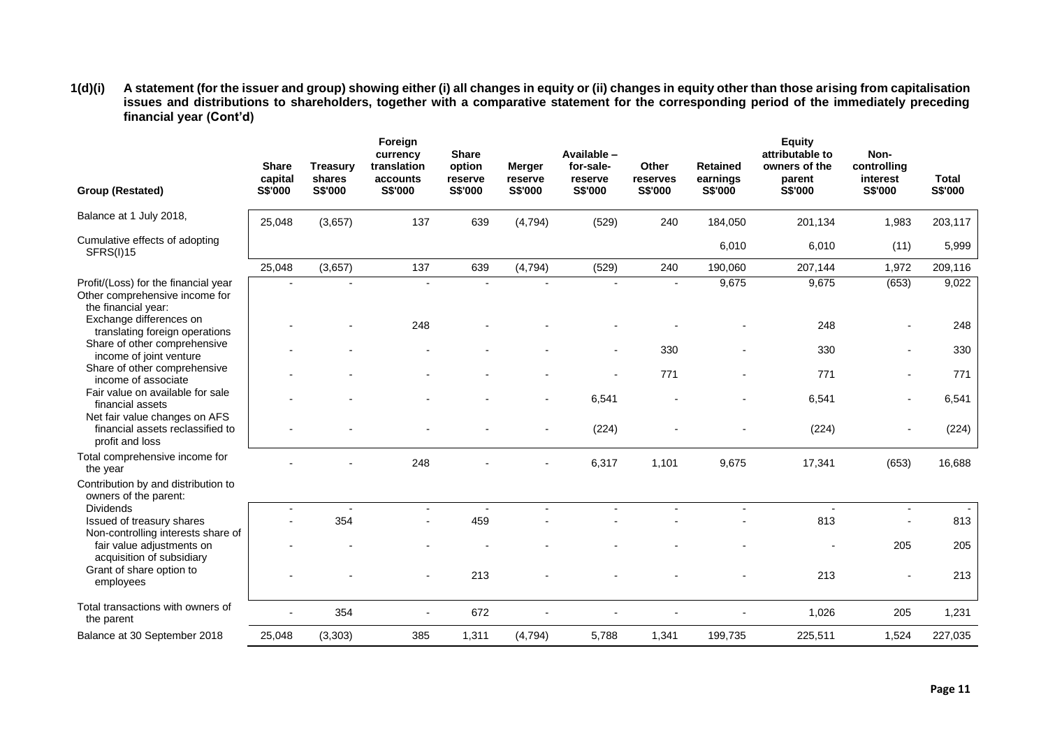**1(d)(i) A statement (for the issuer and group) showing either (i) all changes in equity or (ii) changes in equity other than those arising from capitalisation issues and distributions to shareholders, together with a comparative statement for the corresponding period of the immediately preceding financial year (Cont'd)**

| Group (Restated) | Share capital S$'000 | Treasury shares S$'000 | Foreign currency translation accounts S$'000 | Share option reserve S$'000 | Merger reserve S$'000 | Available – for-sale-reserve S$'000 | Other reserves S$'000 | Retained earnings S$'000 | Equity attributable to owners of the parent S$'000 | Non-controlling interest S$'000 | Total S$'000 |
|---|---|---|---|---|---|---|---|---|---|---|---|
| Balance at 1 July 2018, | 25,048 | (3,657) | 137 | 639 | (4,794) | (529) | 240 | 184,050 | 201,134 | 1,983 | 203,117 |
| Cumulative effects of adopting SFRS(I)15 | | | | | | | | 6,010 | 6,010 | (11) | 5,999 |
| | 25,048 | (3,657) | 137 | 639 | (4,794) | (529) | 240 | 190,060 | 207,144 | 1,972 | 209,116 |
| Profit/(Loss) for the financial year | - | - | - | - | - | - | - | 9,675 | 9,675 | (653) | 9,022 |
| Other comprehensive income for the financial year: | | | | | | | | | | | |
| Exchange differences on translating foreign operations | - | - | 248 | - | - | - | - | - | 248 | - | 248 |
| Share of other comprehensive income of joint venture | - | - | - | - | - | - | 330 | - | 330 | - | 330 |
| Share of other comprehensive income of associate | - | - | - | - | - | - | 771 | - | 771 | - | 771 |
| Fair value on available for sale financial assets | - | - | - | - | - | 6,541 | - | - | 6,541 | - | 6,541 |
| Net fair value changes on AFS financial assets reclassified to profit and loss | - | - | - | - | - | (224) | - | - | (224) | - | (224) |
| Total comprehensive income for the year | - | - | 248 | - | - | 6,317 | 1,101 | 9,675 | 17,341 | (653) | 16,688 |
| Contribution by and distribution to owners of the parent: | | | | | | | | | | | |
| Dividends | - | - | - | - | - | - | - | - | - | - | - |
| Issued of treasury shares | - | 354 | - | 459 | - | - | - | - | 813 | - | 813 |
| Non-controlling interests share of fair value adjustments on acquisition of subsidiary | - | - | - | - | - | - | - | - | - | 205 | 205 |
| Grant of share option to employees | - | - | - | 213 | - | - | - | - | 213 | - | 213 |
| Total transactions with owners of the parent | - | 354 | - | 672 | - | - | - | - | 1,026 | 205 | 1,231 |
| Balance at 30 September 2018 | 25,048 | (3,303) | 385 | 1,311 | (4,794) | 5,788 | 1,341 | 199,735 | 225,511 | 1,524 | 227,035 |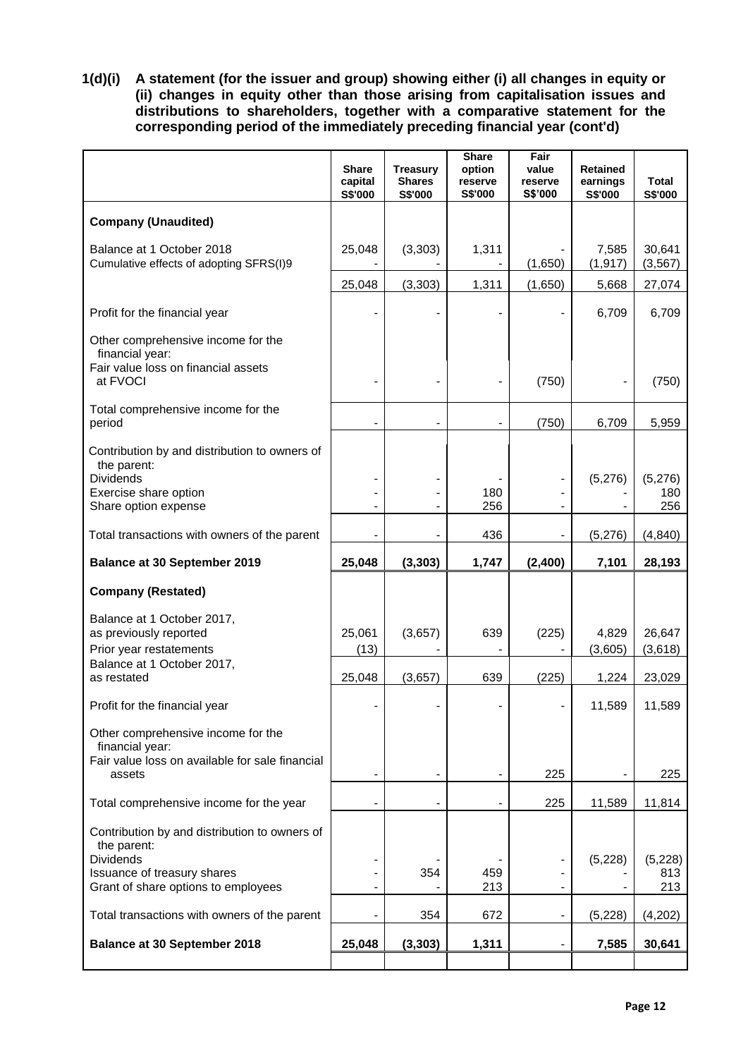**1(d)(i) A statement (for the issuer and group) showing either (i) all changes in equity or (ii) changes in equity other than those arising from capitalisation issues and distributions to shareholders, together with a comparative statement for the corresponding period of the immediately preceding financial year (cont'd)**

| | Share capital S$'000 | Treasury Shares S$'000 | Share option reserve S$'000 | Fair value reserve S$'000 | Retained earnings S$'000 | Total S$'000 |
|---|---|---|---|---|---|---|
| **Company (Unaudited)** | | | | | | |
| Balance at 1 October 2018 | 25,048 | (3,303) | 1,311 | - | 7,585 | 30,641 |
| Cumulative effects of adopting SFRS(I)9 | - | - | - | (1,650) | (1,917) | (3,567) |
| | 25,048 | (3,303) | 1,311 | (1,650) | 5,668 | 27,074 |
| Profit for the financial year | - | - | - | - | 6,709 | 6,709 |
| Other comprehensive income for the financial year: | | | | | | |
| Fair value loss on financial assets at FVOCI | - | - | - | (750) | - | (750) |
| Total comprehensive income for the period | - | - | - | (750) | 6,709 | 5,959 |
| Contribution by and distribution to owners of the parent: | | | | | | |
| Dividends | - | - | - | - | (5,276) | (5,276) |
| Exercise share option | - | - | 180 | - | - | 180 |
| Share option expense | - | - | 256 | - | - | 256 |
| Total transactions with owners of the parent | - | - | 436 | - | (5,276) | (4,840) |
| **Balance at 30 September 2019** | **25,048** | **(3,303)** | **1,747** | **(2,400)** | **7,101** | **28,193** |
| **Company (Restated)** | | | | | | |
| Balance at 1 October 2017, as previously reported | 25,061 | (3,657) | 639 | (225) | 4,829 | 26,647 |
| Prior year restatements | (13) | - | - | - | (3,605) | (3,618) |
| Balance at 1 October 2017, as restated | 25,048 | (3,657) | 639 | (225) | 1,224 | 23,029 |
| Profit for the financial year | - | - | - | - | 11,589 | 11,589 |
| Other comprehensive income for the financial year: | | | | | | |
| Fair value loss on available for sale financial assets | - | - | - | 225 | - | 225 |
| Total comprehensive income for the year | - | - | - | 225 | 11,589 | 11,814 |
| Contribution by and distribution to owners of the parent: | | | | | | |
| Dividends | - | - | - | - | (5,228) | (5,228) |
| Issuance of treasury shares | - | 354 | 459 | - | - | 813 |
| Grant of share options to employees | - | - | 213 | - | - | 213 |
| Total transactions with owners of the parent | - | 354 | 672 | - | (5,228) | (4,202) |
| **Balance at 30 September 2018** | **25,048** | **(3,303)** | **1,311** | **-** | **7,585** | **30,641** |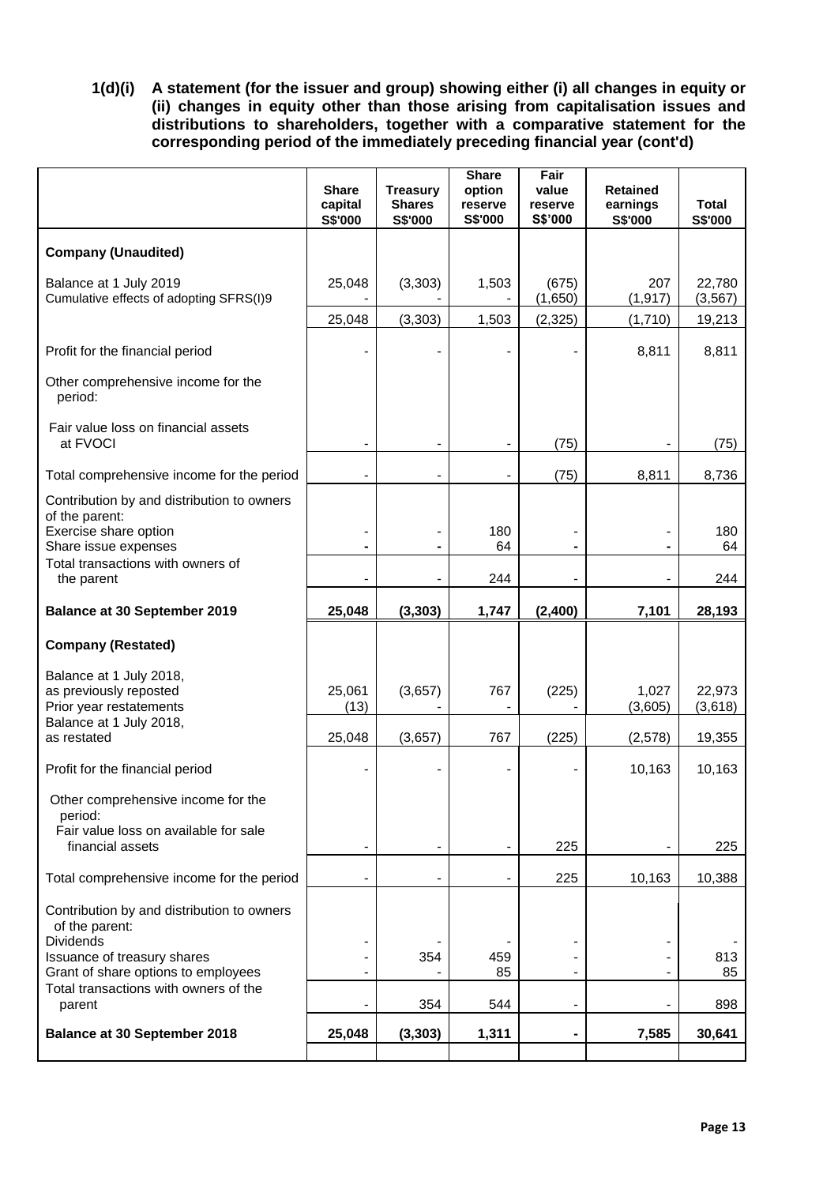**1(d)(i) A statement (for the issuer and group) showing either (i) all changes in equity or (ii) changes in equity other than those arising from capitalisation issues and distributions to shareholders, together with a comparative statement for the corresponding period of the immediately preceding financial year (cont'd)**

| | Share capital S$'000 | Treasury Shares S$'000 | Share option reserve S$'000 | Fair value reserve S$'000 | Retained earnings S$'000 | Total S$'000 |
|---|---|---|---|---|---|---|
| **Company (Unaudited)** | | | | | | |
| Balance at 1 July 2019 | 25,048 | (3,303) | 1,503 | (675) | 207 | 22,780 |
| Cumulative effects of adopting SFRS(I)9 | - | - | - | (1,650) | (1,917) | (3,567) |
| | 25,048 | (3,303) | 1,503 | (2,325) | (1,710) | 19,213 |
| Profit for the financial period | - | - | - | - | 8,811 | 8,811 |
| Other comprehensive income for the period: | | | | | | |
| Fair value loss on financial assets at FVOCI | - | - | - | (75) | - | (75) |
| Total comprehensive income for the period | - | - | - | (75) | 8,811 | 8,736 |
| Contribution by and distribution to owners of the parent: | | | | | | |
| Exercise share option | - | - | 180 | - | - | 180 |
| Share issue expenses | - | - | 64 | - | - | 64 |
| Total transactions with owners of the parent | - | - | 244 | - | - | 244 |
| **Balance at 30 September 2019** | **25,048** | **(3,303)** | **1,747** | **(2,400)** | **7,101** | **28,193** |
| **Company (Restated)** | | | | | | |
| Balance at 1 July 2018, as previously reposted | 25,061 | (3,657) | 767 | (225) | 1,027 | 22,973 |
| Prior year restatements | (13) | - | - | - | (3,605) | (3,618) |
| Balance at 1 July 2018, as restated | 25,048 | (3,657) | 767 | (225) | (2,578) | 19,355 |
| Profit for the financial period | - | - | - | - | 10,163 | 10,163 |
| Other comprehensive income for the period: Fair value loss on available for sale financial assets | - | - | - | 225 | - | 225 |
| Total comprehensive income for the period | - | - | - | 225 | 10,163 | 10,388 |
| Contribution by and distribution to owners of the parent: | | | | | | |
| Dividends | - | - | - | - | - | - |
| Issuance of treasury shares | - | 354 | 459 | - | - | 813 |
| Grant of share options to employees | - | - | 85 | - | - | 85 |
| Total transactions with owners of the parent | - | 354 | 544 | - | - | 898 |
| **Balance at 30 September 2018** | **25,048** | **(3,303)** | **1,311** | **-** | **7,585** | **30,641** |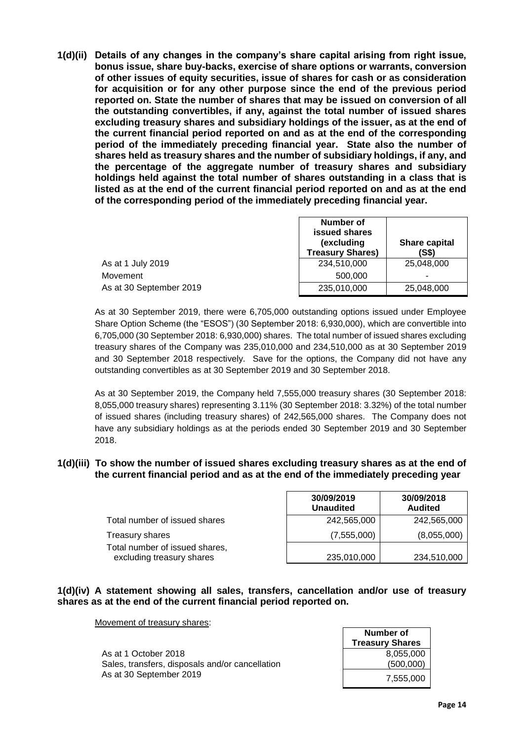**1(d)(ii) Details of any changes in the company's share capital arising from right issue, bonus issue, share buy-backs, exercise of share options or warrants, conversion of other issues of equity securities, issue of shares for cash or as consideration for acquisition or for any other purpose since the end of the previous period reported on. State the number of shares that may be issued on conversion of all the outstanding convertibles, if any, against the total number of issued shares excluding treasury shares and subsidiary holdings of the issuer, as at the end of the current financial period reported on and as at the end of the corresponding period of the immediately preceding financial year. State also the number of shares held as treasury shares and the number of subsidiary holdings, if any, and the percentage of the aggregate number of treasury shares and subsidiary holdings held against the total number of shares outstanding in a class that is listed as at the end of the current financial period reported on and as at the end of the corresponding period of the immediately preceding financial year.**

| | Number of issued shares (excluding Treasury Shares) | Share capital (S$) |
|---|---|---|
| As at 1 July 2019 | 234,510,000 | 25,048,000 |
| Movement | 500,000 | - |
| As at 30 September 2019 | 235,010,000 | 25,048,000 |

As at 30 September 2019, there were 6,705,000 outstanding options issued under Employee Share Option Scheme (the "ESOS") (30 September 2018: 6,930,000), which are convertible into 6,705,000 (30 September 2018: 6,930,000) shares. The total number of issued shares excluding treasury shares of the Company was 235,010,000 and 234,510,000 as at 30 September 2019 and 30 September 2018 respectively. Save for the options, the Company did not have any outstanding convertibles as at 30 September 2019 and 30 September 2018.

As at 30 September 2019, the Company held 7,555,000 treasury shares (30 September 2018: 8,055,000 treasury shares) representing 3.11% (30 September 2018: 3.32%) of the total number of issued shares (including treasury shares) of 242,565,000 shares. The Company does not have any subsidiary holdings as at the periods ended 30 September 2019 and 30 September 2018.

**1(d)(iii) To show the number of issued shares excluding treasury shares as at the end of the current financial period and as at the end of the immediately preceding year**

| | 30/09/2019 Unaudited | 30/09/2018 Audited |
|---|---|---|
| Total number of issued shares | 242,565,000 | 242,565,000 |
| Treasury shares | (7,555,000) | (8,055,000) |
| Total number of issued shares, excluding treasury shares | 235,010,000 | 234,510,000 |

**1(d)(iv) A statement showing all sales, transfers, cancellation and/or use of treasury shares as at the end of the current financial period reported on.**

Movement of treasury shares:

| | Number of Treasury Shares |
|---|---|
| As at 1 October 2018 | 8,055,000 |
| Sales, transfers, disposals and/or cancellation | (500,000) |
| As at 30 September 2019 | 7,555,000 |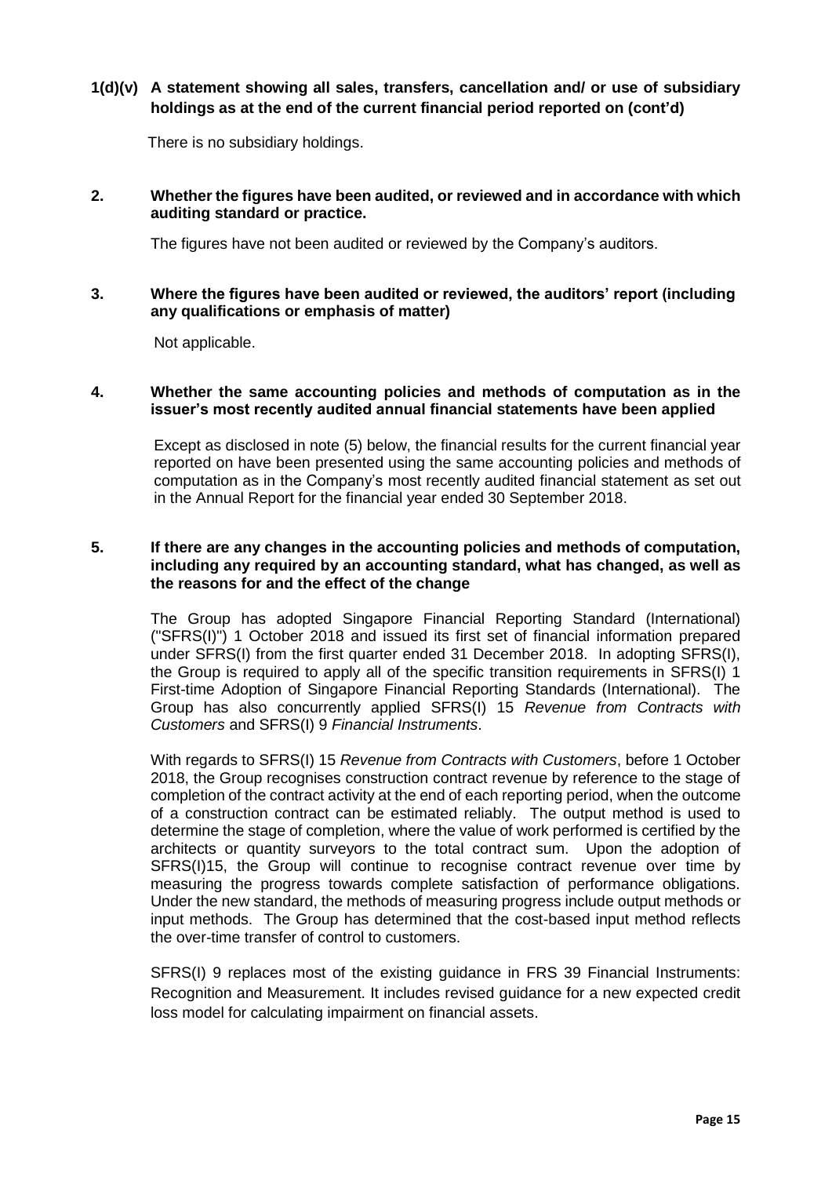**1(d)(v) A statement showing all sales, transfers, cancellation and/ or use of subsidiary holdings as at the end of the current financial period reported on (cont'd)**

There is no subsidiary holdings.

**2. Whether the figures have been audited, or reviewed and in accordance with which auditing standard or practice.**

The figures have not been audited or reviewed by the Company's auditors.

**3. Where the figures have been audited or reviewed, the auditors' report (including any qualifications or emphasis of matter)**

Not applicable.

**4. Whether the same accounting policies and methods of computation as in the issuer's most recently audited annual financial statements have been applied**

Except as disclosed in note (5) below, the financial results for the current financial year reported on have been presented using the same accounting policies and methods of computation as in the Company's most recently audited financial statement as set out in the Annual Report for the financial year ended 30 September 2018.

**5. If there are any changes in the accounting policies and methods of computation, including any required by an accounting standard, what has changed, as well as the reasons for and the effect of the change**

The Group has adopted Singapore Financial Reporting Standard (International) ("SFRS(I)") 1 October 2018 and issued its first set of financial information prepared under SFRS(I) from the first quarter ended 31 December 2018. In adopting SFRS(I), the Group is required to apply all of the specific transition requirements in SFRS(I) 1 First-time Adoption of Singapore Financial Reporting Standards (International). The Group has also concurrently applied SFRS(I) 15 *Revenue from Contracts with Customers* and SFRS(I) 9 *Financial Instruments*.

With regards to SFRS(I) 15 *Revenue from Contracts with Customers*, before 1 October 2018, the Group recognises construction contract revenue by reference to the stage of completion of the contract activity at the end of each reporting period, when the outcome of a construction contract can be estimated reliably. The output method is used to determine the stage of completion, where the value of work performed is certified by the architects or quantity surveyors to the total contract sum. Upon the adoption of SFRS(I)15, the Group will continue to recognise contract revenue over time by measuring the progress towards complete satisfaction of performance obligations. Under the new standard, the methods of measuring progress include output methods or input methods. The Group has determined that the cost-based input method reflects the over-time transfer of control to customers.

SFRS(I) 9 replaces most of the existing guidance in FRS 39 Financial Instruments: Recognition and Measurement. It includes revised guidance for a new expected credit loss model for calculating impairment on financial assets.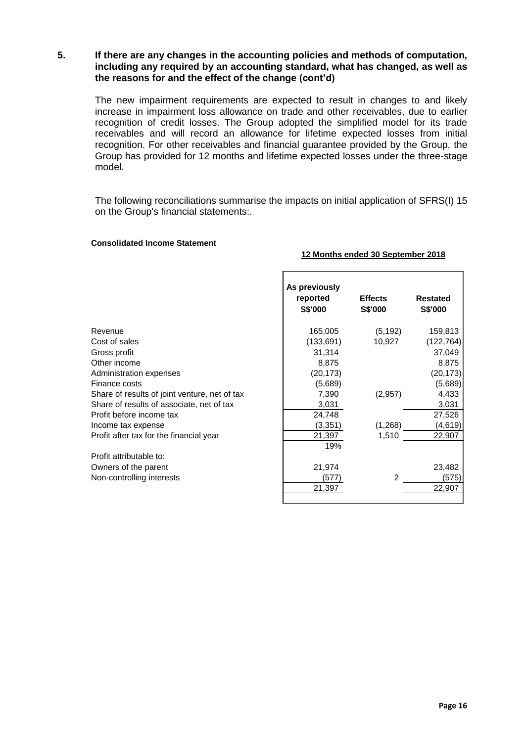**5. If there are any changes in the accounting policies and methods of computation, including any required by an accounting standard, what has changed, as well as the reasons for and the effect of the change (cont'd)**

The new impairment requirements are expected to result in changes to and likely increase in impairment loss allowance on trade and other receivables, due to earlier recognition of credit losses. The Group adopted the simplified model for its trade receivables and will record an allowance for lifetime expected losses from initial recognition. For other receivables and financial guarantee provided by the Group, the Group has provided for 12 months and lifetime expected losses under the three-stage model.

The following reconciliations summarise the impacts on initial application of SFRS(I) 15 on the Group's financial statements:.

**Consolidated Income Statement**

| | **12 Months ended 30 September 2018** | | |
|---|---|---|---|
| | **As previously reported S$'000** | **Effects S$'000** | **Restated S$'000** |
| Revenue | 165,005 | (5,192) | 159,813 |
| Cost of sales | (133,691) | 10,927 | (122,764) |
| Gross profit | 31,314 | | 37,049 |
| Other income | 8,875 | | 8,875 |
| Administration expenses | (20,173) | | (20,173) |
| Finance costs | (5,689) | | (5,689) |
| Share of results of joint venture, net of tax | 7,390 | (2,957) | 4,433 |
| Share of results of associate, net of tax | 3,031 | | 3,031 |
| Profit before income tax | 24,748 | | 27,526 |
| Income tax expense | (3,351) | (1,268) | (4,619) |
| Profit after tax for the financial year | 21,397 | 1,510 | 22,907 |
| | 19% | | |
| Profit attributable to: | | | |
| Owners of the parent | 21,974 | | 23,482 |
| Non-controlling interests | (577) | 2 | (575) |
| | 21,397 | | 22,907 |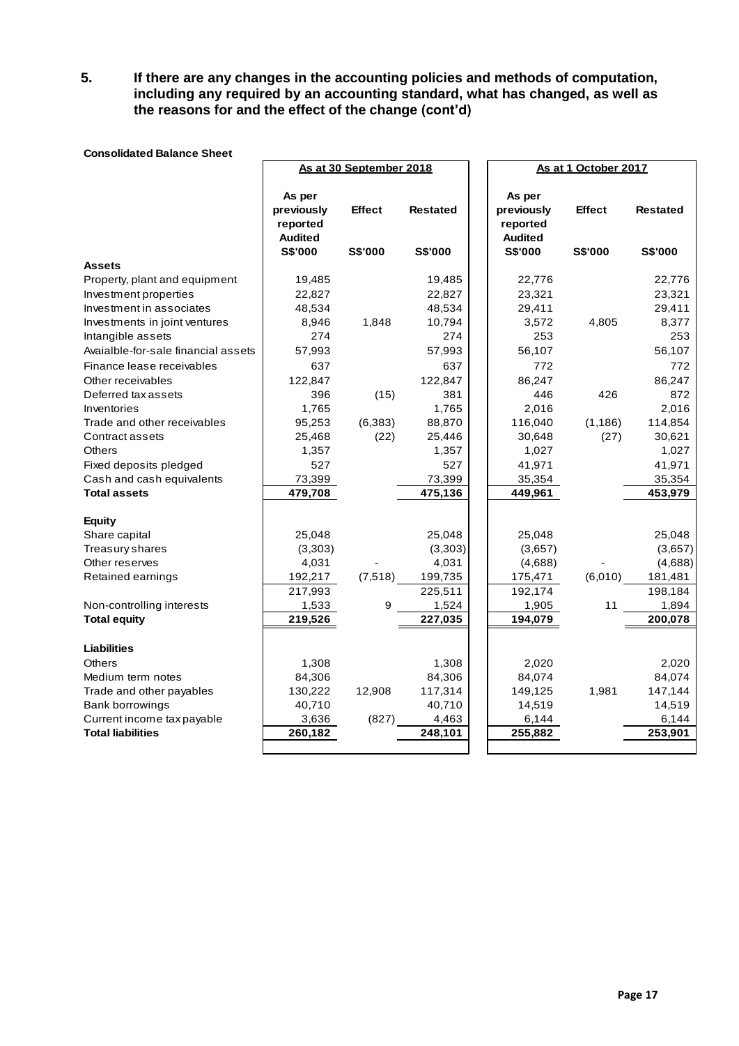**5. If there are any changes in the accounting policies and methods of computation, including any required by an accounting standard, what has changed, as well as the reasons for and the effect of the change (cont'd)**

**Consolidated Balance Sheet**

| | As at 30 September 2018 | | | As at 1 October 2017 | | |
|---|---|---|---|---|---|---|
| | As per previously reported Audited | Effect | Restated | As per previously reported Audited | Effect | Restated |
| | S$'000 | S$'000 | S$'000 | S$'000 | S$'000 | S$'000 |
| **Assets** | | | | | | |
| Property, plant and equipment | 19,485 | | 19,485 | 22,776 | | 22,776 |
| Investment properties | 22,827 | | 22,827 | 23,321 | | 23,321 |
| Investment in associates | 48,534 | | 48,534 | 29,411 | | 29,411 |
| Investments in joint ventures | 8,946 | 1,848 | 10,794 | 3,572 | 4,805 | 8,377 |
| Intangible assets | 274 | | 274 | 253 | | 253 |
| Avaialble-for-sale financial assets | 57,993 | | 57,993 | 56,107 | | 56,107 |
| Finance lease receivables | 637 | | 637 | 772 | | 772 |
| Other receivables | 122,847 | | 122,847 | 86,247 | | 86,247 |
| Deferred tax assets | 396 | (15) | 381 | 446 | 426 | 872 |
| Inventories | 1,765 | | 1,765 | 2,016 | | 2,016 |
| Trade and other receivables | 95,253 | (6,383) | 88,870 | 116,040 | (1,186) | 114,854 |
| Contract assets | 25,468 | (22) | 25,446 | 30,648 | (27) | 30,621 |
| Others | 1,357 | | 1,357 | 1,027 | | 1,027 |
| Fixed deposits pledged | 527 | | 527 | 41,971 | | 41,971 |
| Cash and cash equivalents | 73,399 | | 73,399 | 35,354 | | 35,354 |
| **Total assets** | **479,708** | | **475,136** | **449,961** | | **453,979** |
| | | | | | | |
| **Equity** | | | | | | |
| Share capital | 25,048 | | 25,048 | 25,048 | | 25,048 |
| Treasury shares | (3,303) | | (3,303) | (3,657) | | (3,657) |
| Other reserves | 4,031 | - | 4,031 | (4,688) | - | (4,688) |
| Retained earnings | 192,217 | (7,518) | 199,735 | 175,471 | (6,010) | 181,481 |
| | 217,993 | | 225,511 | 192,174 | | 198,184 |
| Non-controlling interests | 1,533 | 9 | 1,524 | 1,905 | 11 | 1,894 |
| **Total equity** | **219,526** | | **227,035** | **194,079** | | **200,078** |
| | | | | | | |
| **Liabilities** | | | | | | |
| Others | 1,308 | | 1,308 | 2,020 | | 2,020 |
| Medium term notes | 84,306 | | 84,306 | 84,074 | | 84,074 |
| Trade and other payables | 130,222 | 12,908 | 117,314 | 149,125 | 1,981 | 147,144 |
| Bank borrowings | 40,710 | | 40,710 | 14,519 | | 14,519 |
| Current income tax payable | 3,636 | (827) | 4,463 | 6,144 | | 6,144 |
| **Total liabilities** | **260,182** | | **248,101** | **255,882** | | **253,901** |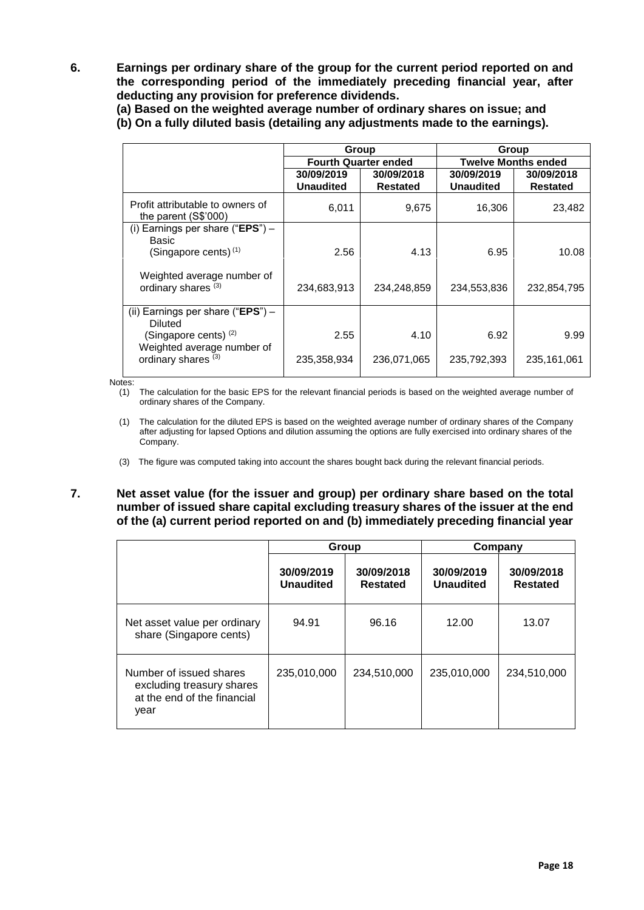**6. Earnings per ordinary share of the group for the current period reported on and the corresponding period of the immediately preceding financial year, after deducting any provision for preference dividends.**

**(a) Based on the weighted average number of ordinary shares on issue; and**
**(b) On a fully diluted basis (detailing any adjustments made to the earnings).**

| | Group | | Group | |
|---|---|---|---|---|
| | Fourth Quarter ended | | Twelve Months ended | |
| | 30/09/2019 Unaudited | 30/09/2018 Restated | 30/09/2019 Unaudited | 30/09/2018 Restated |
| Profit attributable to owners of the parent (S$'000) | 6,011 | 9,675 | 16,306 | 23,482 |
| (i) Earnings per share ("**EPS**") – Basic (Singapore cents) [(1)] | 2.56 | 4.13 | 6.95 | 10.08 |
| Weighted average number of ordinary shares [(3)] | 234,683,913 | 234,248,859 | 234,553,836 | 232,854,795 |
| (ii) Earnings per share ("**EPS**") – Diluted (Singapore cents) [(2)] | 2.55 | 4.10 | 6.92 | 9.99 |
| Weighted average number of ordinary shares [(3)] | 235,358,934 | 236,071,065 | 235,792,393 | 235,161,061 |

Notes:

(1) The calculation for the basic EPS for the relevant financial periods is based on the weighted average number of ordinary shares of the Company.

(1) The calculation for the diluted EPS is based on the weighted average number of ordinary shares of the Company after adjusting for lapsed Options and dilution assuming the options are fully exercised into ordinary shares of the Company.

(3) The figure was computed taking into account the shares bought back during the relevant financial periods.

**7. Net asset value (for the issuer and group) per ordinary share based on the total number of issued share capital excluding treasury shares of the issuer at the end of the (a) current period reported on and (b) immediately preceding financial year**

| | Group | | Company | |
|---|---|---|---|---|
| | 30/09/2019 Unaudited | 30/09/2018 Restated | 30/09/2019 Unaudited | 30/09/2018 Restated |
| Net asset value per ordinary share (Singapore cents) | 94.91 | 96.16 | 12.00 | 13.07 |
| Number of issued shares excluding treasury shares at the end of the financial year | 235,010,000 | 234,510,000 | 235,010,000 | 234,510,000 |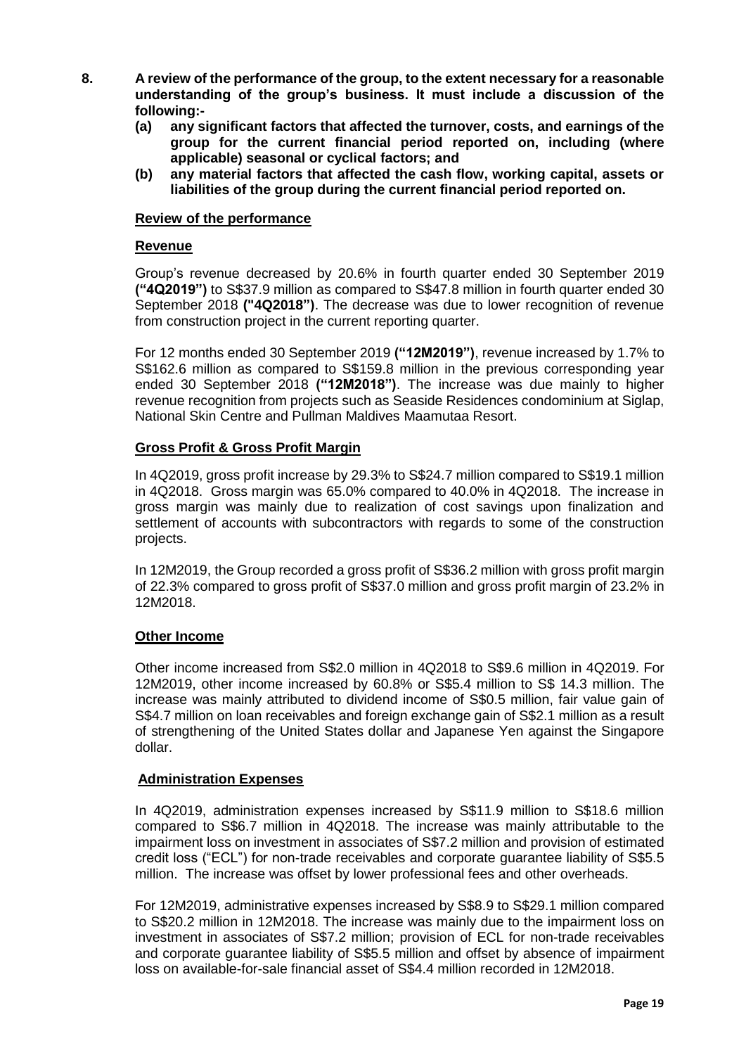**8. A review of the performance of the group, to the extent necessary for a reasonable understanding of the group's business. It must include a discussion of the following:-**

**(a) any significant factors that affected the turnover, costs, and earnings of the group for the current financial period reported on, including (where applicable) seasonal or cyclical factors; and**

**(b) any material factors that affected the cash flow, working capital, assets or liabilities of the group during the current financial period reported on.**

**Review of the performance**

**Revenue**

Group's revenue decreased by 20.6% in fourth quarter ended 30 September 2019 **("4Q2019")** to S$37.9 million as compared to S$47.8 million in fourth quarter ended 30 September 2018 **("4Q2018")**. The decrease was due to lower recognition of revenue from construction project in the current reporting quarter.

For 12 months ended 30 September 2019 **("12M2019")**, revenue increased by 1.7% to S$162.6 million as compared to S$159.8 million in the previous corresponding year ended 30 September 2018 **("12M2018")**. The increase was due mainly to higher revenue recognition from projects such as Seaside Residences condominium at Siglap, National Skin Centre and Pullman Maldives Maamutaa Resort.

**Gross Profit & Gross Profit Margin**

In 4Q2019, gross profit increase by 29.3% to S$24.7 million compared to S$19.1 million in 4Q2018. Gross margin was 65.0% compared to 40.0% in 4Q2018. The increase in gross margin was mainly due to realization of cost savings upon finalization and settlement of accounts with subcontractors with regards to some of the construction projects.

In 12M2019, the Group recorded a gross profit of S$36.2 million with gross profit margin of 22.3% compared to gross profit of S$37.0 million and gross profit margin of 23.2% in 12M2018.

**Other Income**

Other income increased from S$2.0 million in 4Q2018 to S$9.6 million in 4Q2019. For 12M2019, other income increased by 60.8% or S$5.4 million to S$ 14.3 million. The increase was mainly attributed to dividend income of S$0.5 million, fair value gain of S$4.7 million on loan receivables and foreign exchange gain of S$2.1 million as a result of strengthening of the United States dollar and Japanese Yen against the Singapore dollar.

**Administration Expenses**

In 4Q2019, administration expenses increased by S$11.9 million to S$18.6 million compared to S$6.7 million in 4Q2018. The increase was mainly attributable to the impairment loss on investment in associates of S$7.2 million and provision of estimated credit loss ("ECL") for non-trade receivables and corporate guarantee liability of S$5.5 million. The increase was offset by lower professional fees and other overheads.

For 12M2019, administrative expenses increased by S$8.9 to S$29.1 million compared to S$20.2 million in 12M2018. The increase was mainly due to the impairment loss on investment in associates of S$7.2 million; provision of ECL for non-trade receivables and corporate guarantee liability of S$5.5 million and offset by absence of impairment loss on available-for-sale financial asset of S$4.4 million recorded in 12M2018.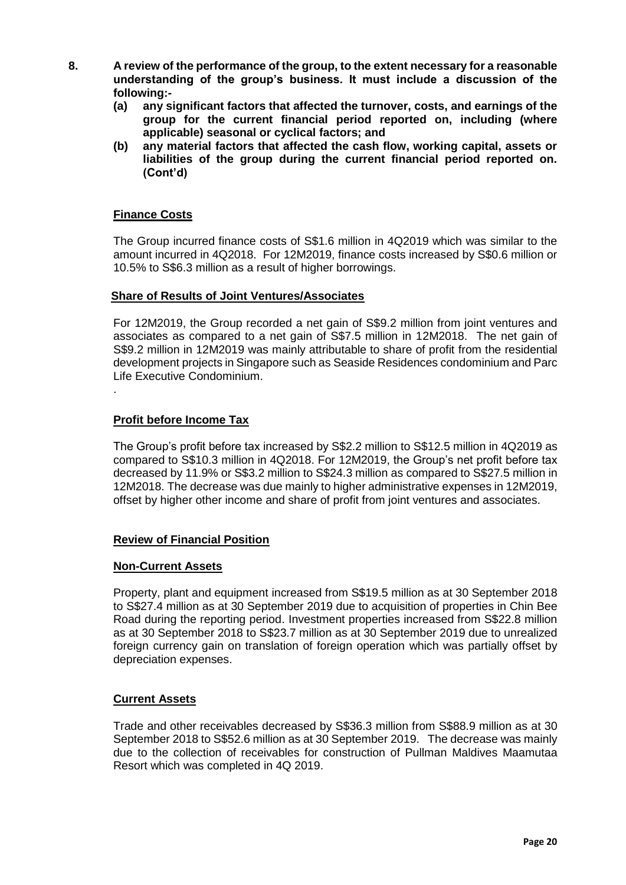**8. A review of the performance of the group, to the extent necessary for a reasonable understanding of the group's business. It must include a discussion of the following:-**

**(a) any significant factors that affected the turnover, costs, and earnings of the group for the current financial period reported on, including (where applicable) seasonal or cyclical factors; and**

**(b) any material factors that affected the cash flow, working capital, assets or liabilities of the group during the current financial period reported on. (Cont'd)**

**Finance Costs**

The Group incurred finance costs of S$1.6 million in 4Q2019 which was similar to the amount incurred in 4Q2018. For 12M2019, finance costs increased by S$0.6 million or 10.5% to S$6.3 million as a result of higher borrowings.

**Share of Results of Joint Ventures/Associates**

For 12M2019, the Group recorded a net gain of S$9.2 million from joint ventures and associates as compared to a net gain of S$7.5 million in 12M2018. The net gain of S$9.2 million in 12M2019 was mainly attributable to share of profit from the residential development projects in Singapore such as Seaside Residences condominium and Parc Life Executive Condominium.

.

**Profit before Income Tax**

The Group's profit before tax increased by S$2.2 million to S$12.5 million in 4Q2019 as compared to S$10.3 million in 4Q2018. For 12M2019, the Group's net profit before tax decreased by 11.9% or S$3.2 million to S$24.3 million as compared to S$27.5 million in 12M2018. The decrease was due mainly to higher administrative expenses in 12M2019, offset by higher other income and share of profit from joint ventures and associates.

**Review of Financial Position**

**Non-Current Assets**

Property, plant and equipment increased from S$19.5 million as at 30 September 2018 to S$27.4 million as at 30 September 2019 due to acquisition of properties in Chin Bee Road during the reporting period. Investment properties increased from S$22.8 million as at 30 September 2018 to S$23.7 million as at 30 September 2019 due to unrealized foreign currency gain on translation of foreign operation which was partially offset by depreciation expenses.

**Current Assets**

Trade and other receivables decreased by S$36.3 million from S$88.9 million as at 30 September 2018 to S$52.6 million as at 30 September 2019. The decrease was mainly due to the collection of receivables for construction of Pullman Maldives Maamutaa Resort which was completed in 4Q 2019.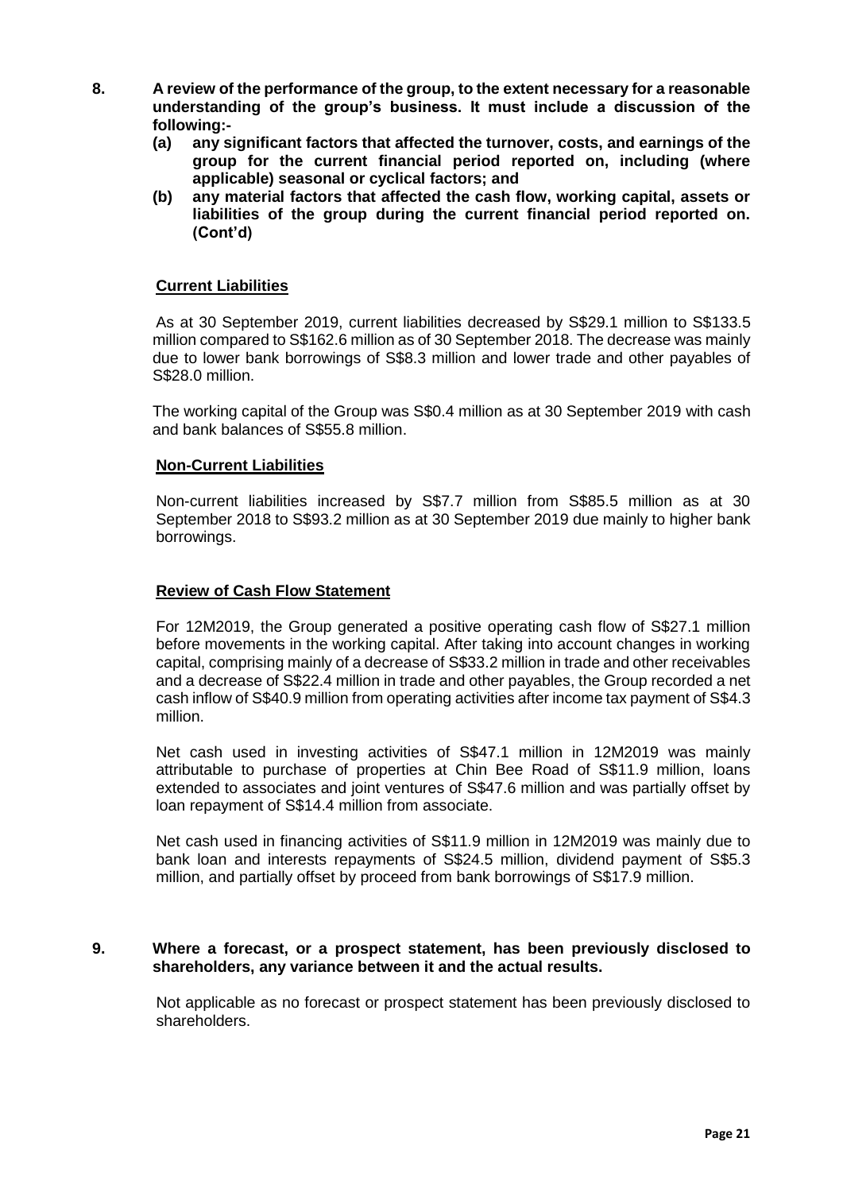**8. A review of the performance of the group, to the extent necessary for a reasonable understanding of the group's business. It must include a discussion of the following:-**

**(a) any significant factors that affected the turnover, costs, and earnings of the group for the current financial period reported on, including (where applicable) seasonal or cyclical factors; and**

**(b) any material factors that affected the cash flow, working capital, assets or liabilities of the group during the current financial period reported on. (Cont'd)**

**<u>Current Liabilities</u>**

As at 30 September 2019, current liabilities decreased by S$29.1 million to S$133.5 million compared to S$162.6 million as of 30 September 2018. The decrease was mainly due to lower bank borrowings of S$8.3 million and lower trade and other payables of S$28.0 million.

The working capital of the Group was S$0.4 million as at 30 September 2019 with cash and bank balances of S$55.8 million.

**<u>Non-Current Liabilities</u>**

Non-current liabilities increased by S$7.7 million from S$85.5 million as at 30 September 2018 to S$93.2 million as at 30 September 2019 due mainly to higher bank borrowings.

**<u>Review of Cash Flow Statement</u>**

For 12M2019, the Group generated a positive operating cash flow of S$27.1 million before movements in the working capital. After taking into account changes in working capital, comprising mainly of a decrease of S$33.2 million in trade and other receivables and a decrease of S$22.4 million in trade and other payables, the Group recorded a net cash inflow of S$40.9 million from operating activities after income tax payment of S$4.3 million.

Net cash used in investing activities of S$47.1 million in 12M2019 was mainly attributable to purchase of properties at Chin Bee Road of S$11.9 million, loans extended to associates and joint ventures of S$47.6 million and was partially offset by loan repayment of S$14.4 million from associate.

Net cash used in financing activities of S$11.9 million in 12M2019 was mainly due to bank loan and interests repayments of S$24.5 million, dividend payment of S$5.3 million, and partially offset by proceed from bank borrowings of S$17.9 million.

**9. Where a forecast, or a prospect statement, has been previously disclosed to shareholders, any variance between it and the actual results.**

Not applicable as no forecast or prospect statement has been previously disclosed to shareholders.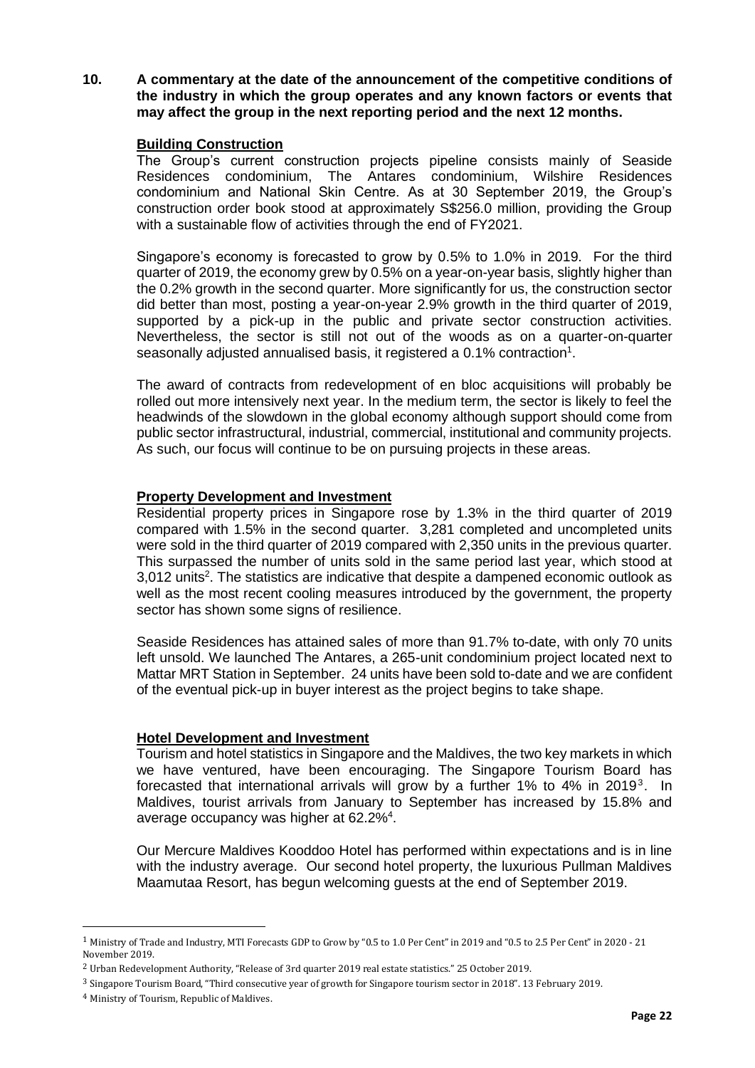**10. A commentary at the date of the announcement of the competitive conditions of the industry in which the group operates and any known factors or events that may affect the group in the next reporting period and the next 12 months.**

**Building Construction**

The Group's current construction projects pipeline consists mainly of Seaside Residences condominium, The Antares condominium, Wilshire Residences condominium and National Skin Centre. As at 30 September 2019, the Group's construction order book stood at approximately S$256.0 million, providing the Group with a sustainable flow of activities through the end of FY2021.

Singapore's economy is forecasted to grow by 0.5% to 1.0% in 2019. For the third quarter of 2019, the economy grew by 0.5% on a year-on-year basis, slightly higher than the 0.2% growth in the second quarter. More significantly for us, the construction sector did better than most, posting a year-on-year 2.9% growth in the third quarter of 2019, supported by a pick-up in the public and private sector construction activities. Nevertheless, the sector is still not out of the woods as on a quarter-on-quarter seasonally adjusted annualised basis, it registered a 0.1% contraction[1].

The award of contracts from redevelopment of en bloc acquisitions will probably be rolled out more intensively next year. In the medium term, the sector is likely to feel the headwinds of the slowdown in the global economy although support should come from public sector infrastructural, industrial, commercial, institutional and community projects. As such, our focus will continue to be on pursuing projects in these areas.

**Property Development and Investment**

Residential property prices in Singapore rose by 1.3% in the third quarter of 2019 compared with 1.5% in the second quarter. 3,281 completed and uncompleted units were sold in the third quarter of 2019 compared with 2,350 units in the previous quarter. This surpassed the number of units sold in the same period last year, which stood at 3,012 units[2]. The statistics are indicative that despite a dampened economic outlook as well as the most recent cooling measures introduced by the government, the property sector has shown some signs of resilience.

Seaside Residences has attained sales of more than 91.7% to-date, with only 70 units left unsold. We launched The Antares, a 265-unit condominium project located next to Mattar MRT Station in September. 24 units have been sold to-date and we are confident of the eventual pick-up in buyer interest as the project begins to take shape.

**Hotel Development and Investment**

Tourism and hotel statistics in Singapore and the Maldives, the two key markets in which we have ventured, have been encouraging. The Singapore Tourism Board has forecasted that international arrivals will grow by a further 1% to 4% in 2019[3]. In Maldives, tourist arrivals from January to September has increased by 15.8% and average occupancy was higher at 62.2%[4].

Our Mercure Maldives Kooddoo Hotel has performed within expectations and is in line with the industry average. Our second hotel property, the luxurious Pullman Maldives Maamutaa Resort, has begun welcoming guests at the end of September 2019.

---

[1] Ministry of Trade and Industry, MTI Forecasts GDP to Grow by "0.5 to 1.0 Per Cent" in 2019 and "0.5 to 2.5 Per Cent" in 2020 - 21 November 2019.

[2] Urban Redevelopment Authority, "Release of 3rd quarter 2019 real estate statistics." 25 October 2019.

[3] Singapore Tourism Board, "Third consecutive year of growth for Singapore tourism sector in 2018". 13 February 2019.

[4] Ministry of Tourism, Republic of Maldives.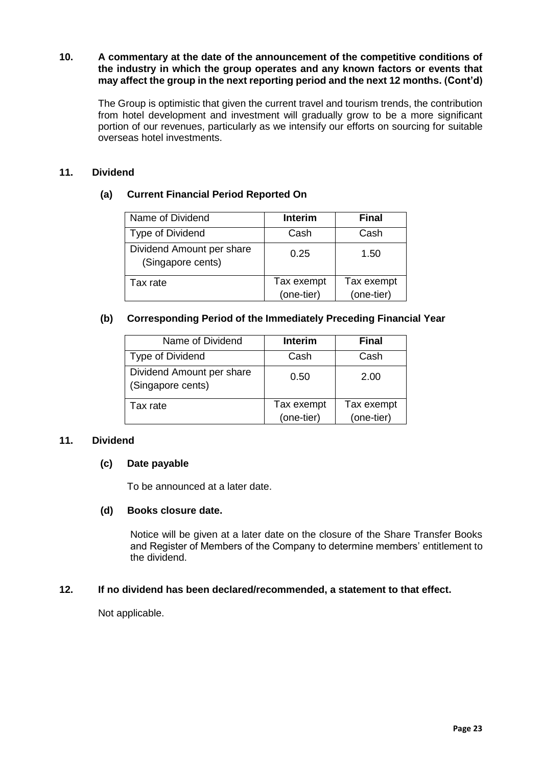**10. A commentary at the date of the announcement of the competitive conditions of the industry in which the group operates and any known factors or events that may affect the group in the next reporting period and the next 12 months. (Cont'd)**

The Group is optimistic that given the current travel and tourism trends, the contribution from hotel development and investment will gradually grow to be a more significant portion of our revenues, particularly as we intensify our efforts on sourcing for suitable overseas hotel investments.

**11. Dividend**

**(a) Current Financial Period Reported On**

| Name of Dividend | **Interim** | **Final** |
|---|---|---|
| Type of Dividend | Cash | Cash |
| Dividend Amount per share (Singapore cents) | 0.25 | 1.50 |
| Tax rate | Tax exempt (one-tier) | Tax exempt (one-tier) |

**(b) Corresponding Period of the Immediately Preceding Financial Year**

| Name of Dividend | **Interim** | **Final** |
|---|---|---|
| Type of Dividend | Cash | Cash |
| Dividend Amount per share (Singapore cents) | 0.50 | 2.00 |
| Tax rate | Tax exempt (one-tier) | Tax exempt (one-tier) |

**11. Dividend**

**(c) Date payable**

To be announced at a later date.

**(d) Books closure date.**

Notice will be given at a later date on the closure of the Share Transfer Books and Register of Members of the Company to determine members' entitlement to the dividend.

**12. If no dividend has been declared/recommended, a statement to that effect.**

Not applicable.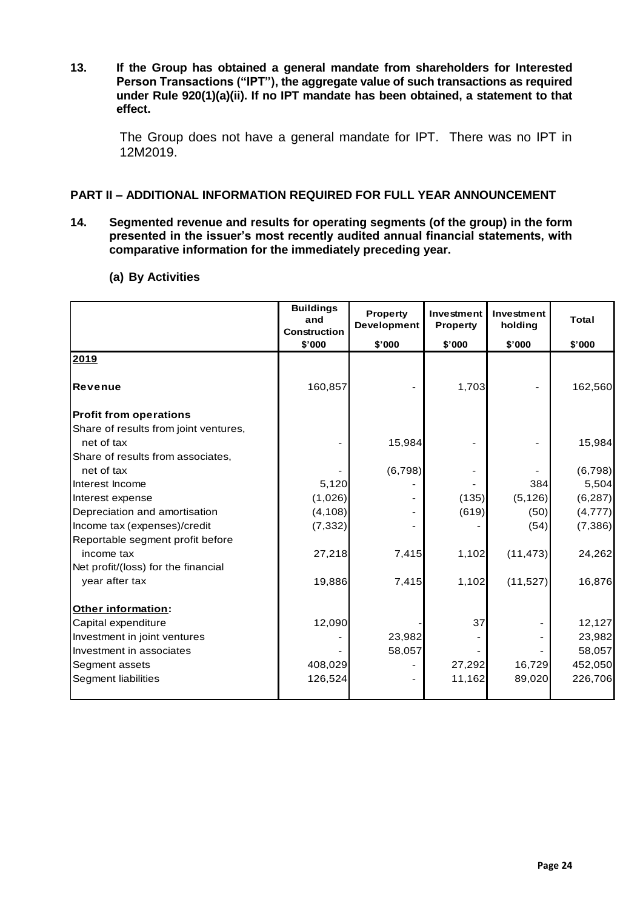**13. If the Group has obtained a general mandate from shareholders for Interested Person Transactions ("IPT"), the aggregate value of such transactions as required under Rule 920(1)(a)(ii). If no IPT mandate has been obtained, a statement to that effect.**

The Group does not have a general mandate for IPT. There was no IPT in 12M2019.

## PART II – ADDITIONAL INFORMATION REQUIRED FOR FULL YEAR ANNOUNCEMENT

**14. Segmented revenue and results for operating segments (of the group) in the form presented in the issuer's most recently audited annual financial statements, with comparative information for the immediately preceding year.**

**(a) By Activities**

| | Buildings and Construction | Property Development | Investment Property | Investment holding | Total |
|---|---|---|---|---|---|
| | $'000 | $'000 | $'000 | $'000 | $'000 |
| **2019** | | | | | |
| **Revenue** | 160,857 | - | 1,703 | - | 162,560 |
| **Profit from operations** | | | | | |
| Share of results from joint ventures, net of tax | - | 15,984 | - | - | 15,984 |
| Share of results from associates, net of tax | - | (6,798) | - | - | (6,798) |
| Interest Income | 5,120 | - | - | 384 | 5,504 |
| Interest expense | (1,026) | - | (135) | (5,126) | (6,287) |
| Depreciation and amortisation | (4,108) | - | (619) | (50) | (4,777) |
| Income tax (expenses)/credit | (7,332) | - | - | (54) | (7,386) |
| Reportable segment profit before income tax | 27,218 | 7,415 | 1,102 | (11,473) | 24,262 |
| Net profit/(loss) for the financial year after tax | 19,886 | 7,415 | 1,102 | (11,527) | 16,876 |
| **Other information:** | | | | | |
| Capital expenditure | 12,090 | - | 37 | - | 12,127 |
| Investment in joint ventures | - | 23,982 | - | - | 23,982 |
| Investment in associates | - | 58,057 | - | - | 58,057 |
| Segment assets | 408,029 | - | 27,292 | 16,729 | 452,050 |
| Segment liabilities | 126,524 | - | 11,162 | 89,020 | 226,706 |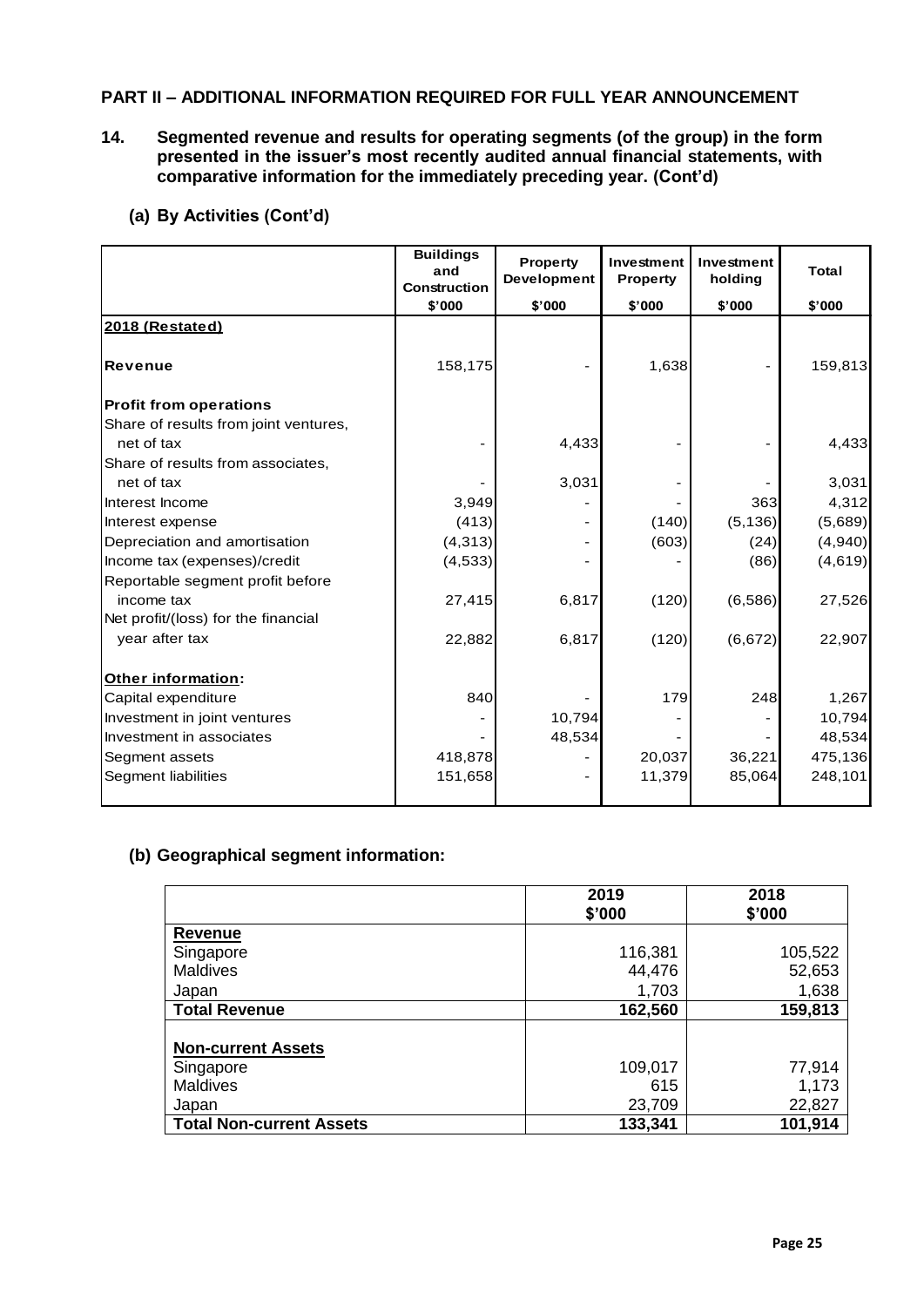## PART II – ADDITIONAL INFORMATION REQUIRED FOR FULL YEAR ANNOUNCEMENT

**14. Segmented revenue and results for operating segments (of the group) in the form presented in the issuer's most recently audited annual financial statements, with comparative information for the immediately preceding year. (Cont'd)**

### (a) By Activities (Cont'd)

| | Buildings and Construction | Property Development | Investment Property | Investment holding | Total |
|---|---|---|---|---|---|
| | $'000 | $'000 | $'000 | $'000 | $'000 |
| **2018 (Restated)** | | | | | |
| **Revenue** | 158,175 | - | 1,638 | - | 159,813 |
| **Profit from operations** | | | | | |
| Share of results from joint ventures, net of tax | - | 4,433 | - | - | 4,433 |
| Share of results from associates, net of tax | - | 3,031 | - | - | 3,031 |
| Interest Income | 3,949 | - | - | 363 | 4,312 |
| Interest expense | (413) | - | (140) | (5,136) | (5,689) |
| Depreciation and amortisation | (4,313) | - | (603) | (24) | (4,940) |
| Income tax (expenses)/credit | (4,533) | - | - | (86) | (4,619) |
| Reportable segment profit before income tax | 27,415 | 6,817 | (120) | (6,586) | 27,526 |
| Net profit/(loss) for the financial year after tax | 22,882 | 6,817 | (120) | (6,672) | 22,907 |
| **Other information:** | | | | | |
| Capital expenditure | 840 | - | 179 | 248 | 1,267 |
| Investment in joint ventures | - | 10,794 | - | - | 10,794 |
| Investment in associates | - | 48,534 | - | - | 48,534 |
| Segment assets | 418,878 | - | 20,037 | 36,221 | 475,136 |
| Segment liabilities | 151,658 | - | 11,379 | 85,064 | 248,101 |

### (b) Geographical segment information:

| | 2019 $'000 | 2018 $'000 |
|---|---|---|
| **Revenue** | | |
| Singapore | 116,381 | 105,522 |
| Maldives | 44,476 | 52,653 |
| Japan | 1,703 | 1,638 |
| **Total Revenue** | **162,560** | **159,813** |
| **Non-current Assets** | | |
| Singapore | 109,017 | 77,914 |
| Maldives | 615 | 1,173 |
| Japan | 23,709 | 22,827 |
| **Total Non-current Assets** | **133,341** | **101,914** |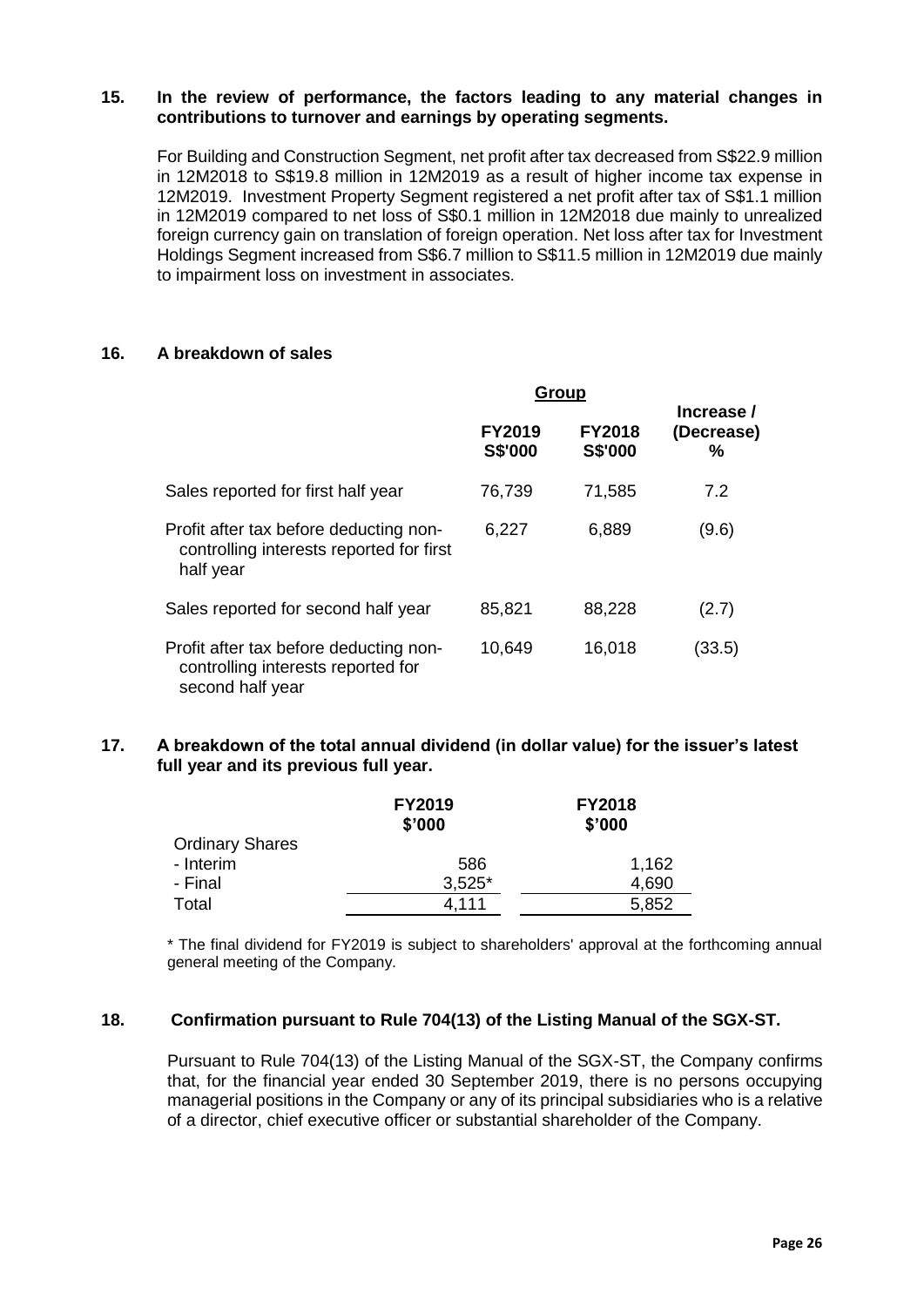**15. In the review of performance, the factors leading to any material changes in contributions to turnover and earnings by operating segments.**

For Building and Construction Segment, net profit after tax decreased from S$22.9 million in 12M2018 to S$19.8 million in 12M2019 as a result of higher income tax expense in 12M2019. Investment Property Segment registered a net profit after tax of S$1.1 million in 12M2019 compared to net loss of S$0.1 million in 12M2018 due mainly to unrealized foreign currency gain on translation of foreign operation. Net loss after tax for Investment Holdings Segment increased from S$6.7 million to S$11.5 million in 12M2019 due mainly to impairment loss on investment in associates.

**16. A breakdown of sales**

| | Group | | |
|---|---|---|---|
| | **FY2019 S$'000** | **FY2018 S$'000** | **Increase / (Decrease) %** |
| Sales reported for first half year | 76,739 | 71,585 | 7.2 |
| Profit after tax before deducting non-controlling interests reported for first half year | 6,227 | 6,889 | (9.6) |
| Sales reported for second half year | 85,821 | 88,228 | (2.7) |
| Profit after tax before deducting non-controlling interests reported for second half year | 10,649 | 16,018 | (33.5) |

**17. A breakdown of the total annual dividend (in dollar value) for the issuer's latest full year and its previous full year.**

| | **FY2019 $'000** | **FY2018 $'000** |
|---|---|---|
| Ordinary Shares | | |
| - Interim | 586 | 1,162 |
| - Final | 3,525* | 4,690 |
| Total | 4,111 | 5,852 |

\* The final dividend for FY2019 is subject to shareholders' approval at the forthcoming annual general meeting of the Company.

**18. Confirmation pursuant to Rule 704(13) of the Listing Manual of the SGX-ST.**

Pursuant to Rule 704(13) of the Listing Manual of the SGX-ST, the Company confirms that, for the financial year ended 30 September 2019, there is no persons occupying managerial positions in the Company or any of its principal subsidiaries who is a relative of a director, chief executive officer or substantial shareholder of the Company.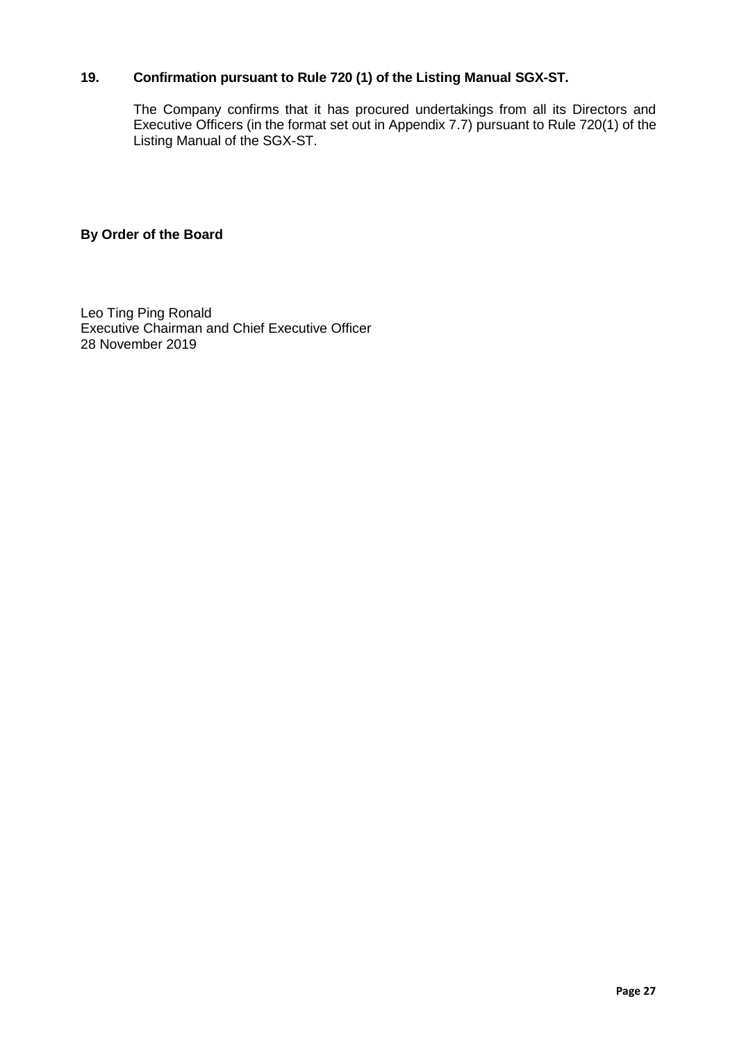## 19. Confirmation pursuant to Rule 720 (1) of the Listing Manual SGX-ST.

The Company confirms that it has procured undertakings from all its Directors and Executive Officers (in the format set out in Appendix 7.7) pursuant to Rule 720(1) of the Listing Manual of the SGX-ST.

**By Order of the Board**

Leo Ting Ping Ronald
Executive Chairman and Chief Executive Officer
28 November 2019